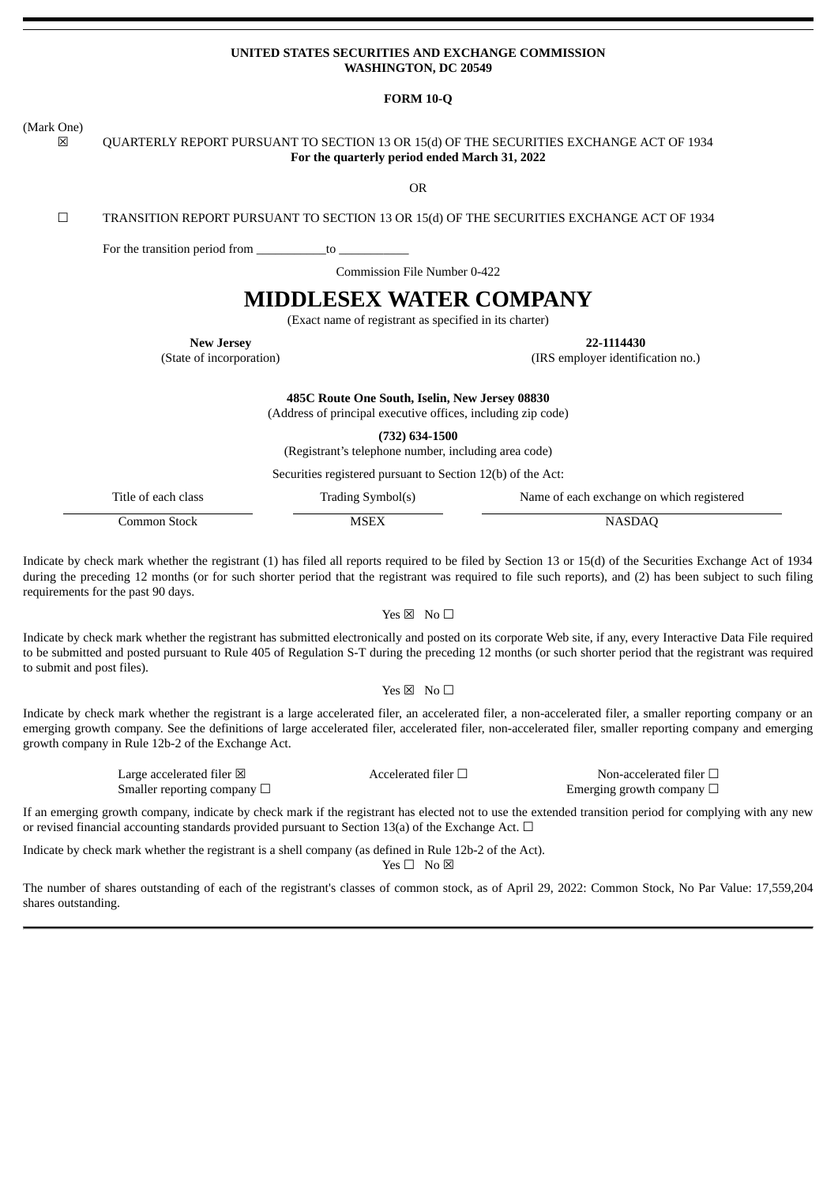**UNITED STATES SECURITIES AND EXCHANGE COMMISSION**
**WASHINGTON, DC 20549**

**FORM 10-Q**

(Mark One)

☒ QUARTERLY REPORT PURSUANT TO SECTION 13 OR 15(d) OF THE SECURITIES EXCHANGE ACT OF 1934
**For the quarterly period ended March 31, 2022**

OR

☐ TRANSITION REPORT PURSUANT TO SECTION 13 OR 15(d) OF THE SECURITIES EXCHANGE ACT OF 1934

For the transition period from \_\_\_\_\_\_\_\_\_\_\_ to \_\_\_\_\_\_\_\_\_\_\_

Commission File Number 0-422

# MIDDLESEX WATER COMPANY

(Exact name of registrant as specified in its charter)

| **New Jersey** | **22-1114430** |
|---|---|
| (State of incorporation) | (IRS employer identification no.) |

**485C Route One South, Iselin, New Jersey 08830**
(Address of principal executive offices, including zip code)

**(732) 634-1500**
(Registrant's telephone number, including area code)

Securities registered pursuant to Section 12(b) of the Act:

| Title of each class | Trading Symbol(s) | Name of each exchange on which registered |
|---|---|---|
| Common Stock | MSEX | NASDAQ |

Indicate by check mark whether the registrant (1) has filed all reports required to be filed by Section 13 or 15(d) of the Securities Exchange Act of 1934 during the preceding 12 months (or for such shorter period that the registrant was required to file such reports), and (2) has been subject to such filing requirements for the past 90 days.

Yes ☒ No ☐

Indicate by check mark whether the registrant has submitted electronically and posted on its corporate Web site, if any, every Interactive Data File required to be submitted and posted pursuant to Rule 405 of Regulation S-T during the preceding 12 months (or such shorter period that the registrant was required to submit and post files).

Yes ☒ No ☐

Indicate by check mark whether the registrant is a large accelerated filer, an accelerated filer, a non-accelerated filer, a smaller reporting company or an emerging growth company. See the definitions of large accelerated filer, accelerated filer, non-accelerated filer, smaller reporting company and emerging growth company in Rule 12b-2 of the Exchange Act.

| Large accelerated filer ☒ | Accelerated filer ☐ | Non-accelerated filer ☐ |
|---|---|---|
| Smaller reporting company ☐ | | Emerging growth company ☐ |

If an emerging growth company, indicate by check mark if the registrant has elected not to use the extended transition period for complying with any new or revised financial accounting standards provided pursuant to Section 13(a) of the Exchange Act. ☐

Indicate by check mark whether the registrant is a shell company (as defined in Rule 12b-2 of the Act).
Yes ☐ No ☒

The number of shares outstanding of each of the registrant's classes of common stock, as of April 29, 2022: Common Stock, No Par Value: 17,559,204 shares outstanding.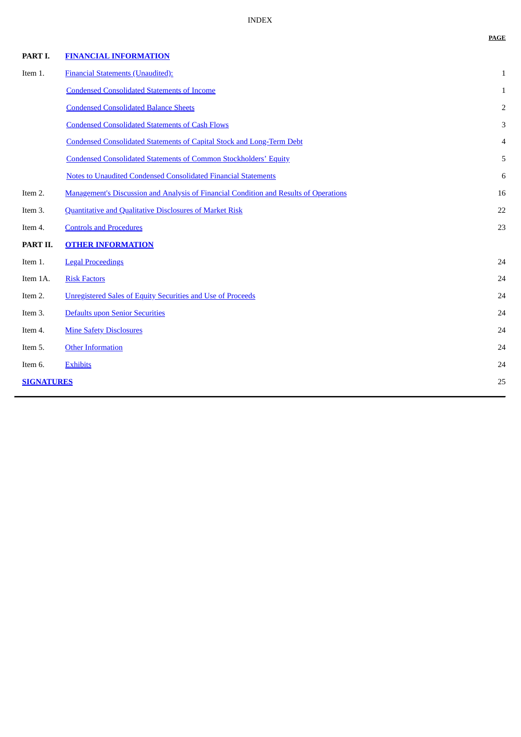# INDEX

| | | PAGE |
|---|---|---|
| **PART I.** | **FINANCIAL INFORMATION** | |
| Item 1. | Financial Statements (Unaudited): | 1 |
| | Condensed Consolidated Statements of Income | 1 |
| | Condensed Consolidated Balance Sheets | 2 |
| | Condensed Consolidated Statements of Cash Flows | 3 |
| | Condensed Consolidated Statements of Capital Stock and Long-Term Debt | 4 |
| | Condensed Consolidated Statements of Common Stockholders' Equity | 5 |
| | Notes to Unaudited Condensed Consolidated Financial Statements | 6 |
| Item 2. | Management's Discussion and Analysis of Financial Condition and Results of Operations | 16 |
| Item 3. | Quantitative and Qualitative Disclosures of Market Risk | 22 |
| Item 4. | Controls and Procedures | 23 |
| **PART II.** | **OTHER INFORMATION** | |
| Item 1. | Legal Proceedings | 24 |
| Item 1A. | Risk Factors | 24 |
| Item 2. | Unregistered Sales of Equity Securities and Use of Proceeds | 24 |
| Item 3. | Defaults upon Senior Securities | 24 |
| Item 4. | Mine Safety Disclosures | 24 |
| Item 5. | Other Information | 24 |
| Item 6. | Exhibits | 24 |
| **SIGNATURES** | | 25 |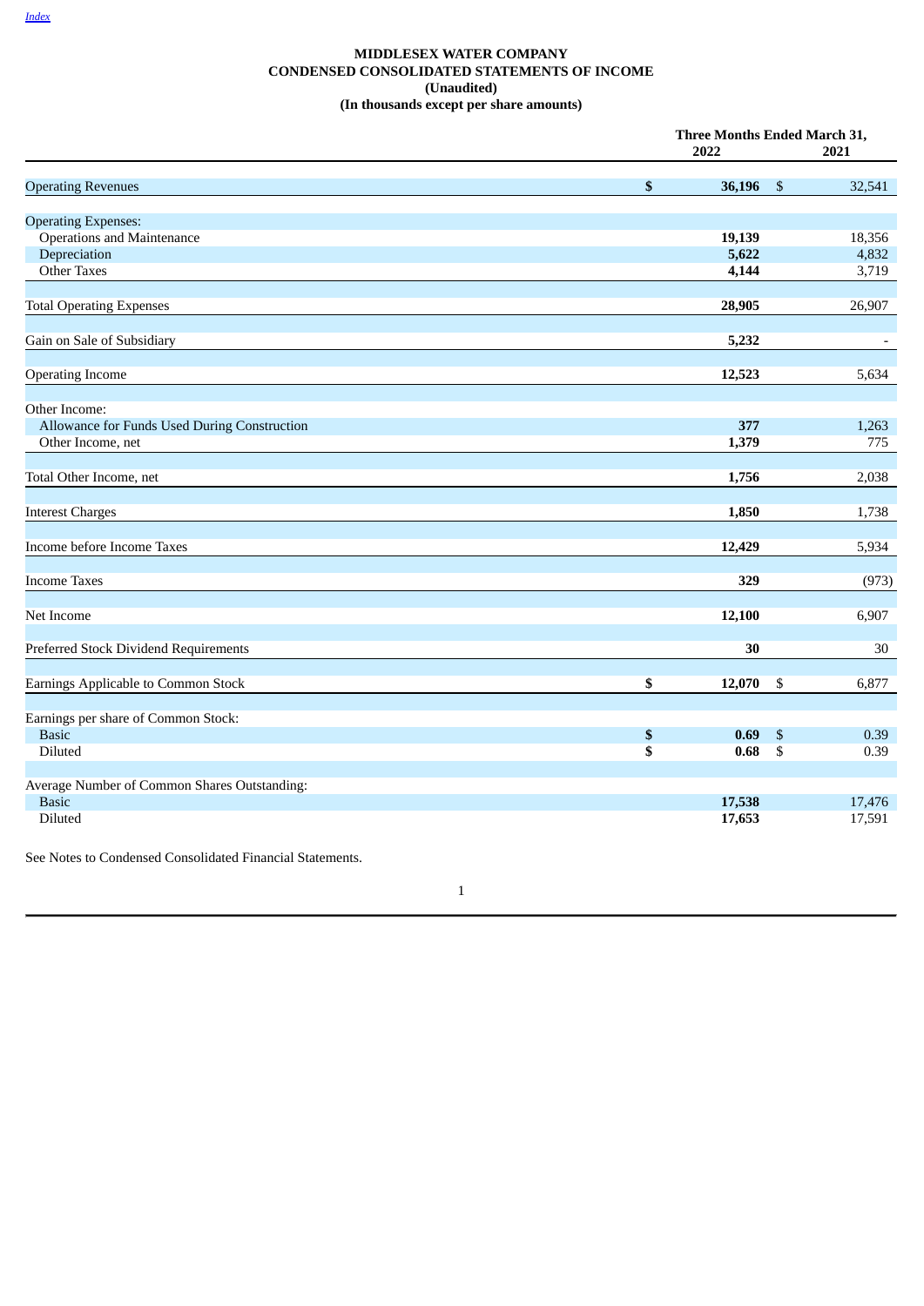[Index](#)

**MIDDLESEX WATER COMPANY**
**CONDENSED CONSOLIDATED STATEMENTS OF INCOME**
**(Unaudited)**
**(In thousands except per share amounts)**

| | Three Months Ended March 31, | |
|---|---|---|
| | **2022** | **2021** |
| Operating Revenues | **$ 36,196** | $ 32,541 |
| Operating Expenses: | | |
| Operations and Maintenance | **19,139** | 18,356 |
| Depreciation | **5,622** | 4,832 |
| Other Taxes | **4,144** | 3,719 |
| Total Operating Expenses | **28,905** | 26,907 |
| Gain on Sale of Subsidiary | **5,232** | - |
| Operating Income | **12,523** | 5,634 |
| Other Income: | | |
| Allowance for Funds Used During Construction | **377** | 1,263 |
| Other Income, net | **1,379** | 775 |
| Total Other Income, net | **1,756** | 2,038 |
| Interest Charges | **1,850** | 1,738 |
| Income before Income Taxes | **12,429** | 5,934 |
| Income Taxes | **329** | (973) |
| Net Income | **12,100** | 6,907 |
| Preferred Stock Dividend Requirements | **30** | 30 |
| Earnings Applicable to Common Stock | **$ 12,070** | $ 6,877 |
| Earnings per share of Common Stock: | | |
| Basic | **$ 0.69** | $ 0.39 |
| Diluted | **$ 0.68** | $ 0.39 |
| Average Number of Common Shares Outstanding: | | |
| Basic | **17,538** | 17,476 |
| Diluted | **17,653** | 17,591 |

See Notes to Condensed Consolidated Financial Statements.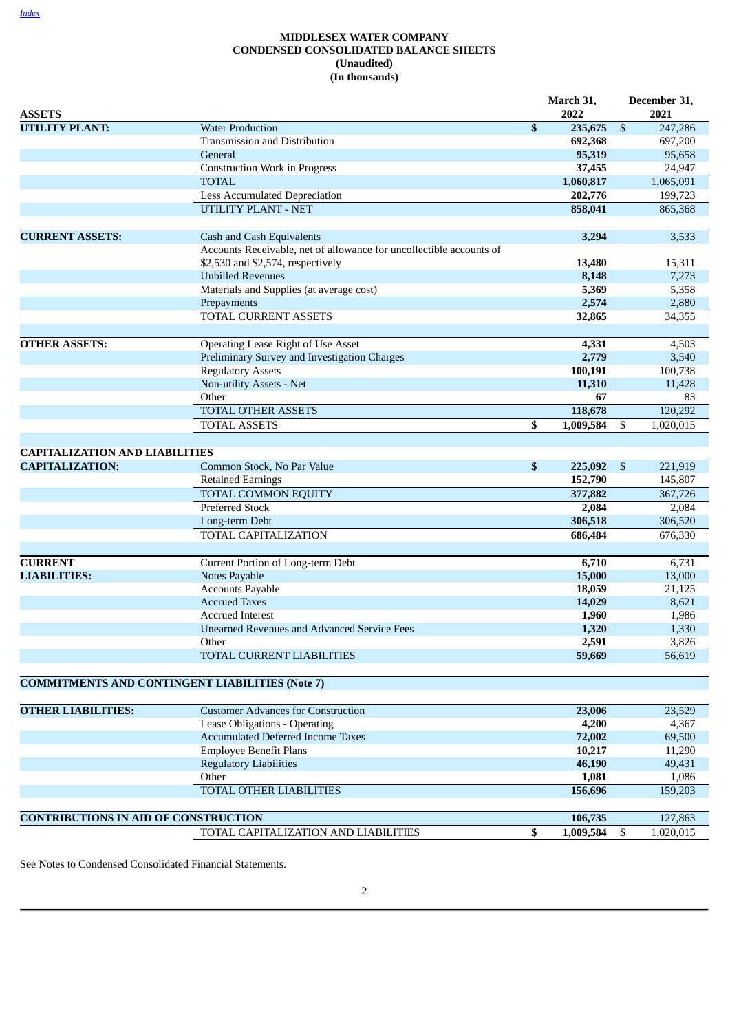# MIDDLESEX WATER COMPANY
## CONDENSED CONSOLIDATED BALANCE SHEETS
### (Unaudited)
### (In thousands)

| ASSETS | | March 31, 2022 | December 31, 2021 |
|---|---|---|---|
| **UTILITY PLANT:** | Water Production | $ 235,675 | $ 247,286 |
| | Transmission and Distribution | 692,368 | 697,200 |
| | General | 95,319 | 95,658 |
| | Construction Work in Progress | 37,455 | 24,947 |
| | TOTAL | 1,060,817 | 1,065,091 |
| | Less Accumulated Depreciation | 202,776 | 199,723 |
| | UTILITY PLANT - NET | 858,041 | 865,368 |
| | | | |
| **CURRENT ASSETS:** | Cash and Cash Equivalents | 3,294 | 3,533 |
| | Accounts Receivable, net of allowance for uncollectible accounts of $2,530 and $2,574, respectively | 13,480 | 15,311 |
| | Unbilled Revenues | 8,148 | 7,273 |
| | Materials and Supplies (at average cost) | 5,369 | 5,358 |
| | Prepayments | 2,574 | 2,880 |
| | TOTAL CURRENT ASSETS | 32,865 | 34,355 |
| | | | |
| **OTHER ASSETS:** | Operating Lease Right of Use Asset | 4,331 | 4,503 |
| | Preliminary Survey and Investigation Charges | 2,779 | 3,540 |
| | Regulatory Assets | 100,191 | 100,738 |
| | Non-utility Assets - Net | 11,310 | 11,428 |
| | Other | 67 | 83 |
| | TOTAL OTHER ASSETS | 118,678 | 120,292 |
| | TOTAL ASSETS | $ 1,009,584 | $ 1,020,015 |
| | | | |
| **CAPITALIZATION AND LIABILITIES** | | | |
| **CAPITALIZATION:** | Common Stock, No Par Value | $ 225,092 | $ 221,919 |
| | Retained Earnings | 152,790 | 145,807 |
| | TOTAL COMMON EQUITY | 377,882 | 367,726 |
| | Preferred Stock | 2,084 | 2,084 |
| | Long-term Debt | 306,518 | 306,520 |
| | TOTAL CAPITALIZATION | 686,484 | 676,330 |
| | | | |
| **CURRENT LIABILITIES:** | Current Portion of Long-term Debt | 6,710 | 6,731 |
| | Notes Payable | 15,000 | 13,000 |
| | Accounts Payable | 18,059 | 21,125 |
| | Accrued Taxes | 14,029 | 8,621 |
| | Accrued Interest | 1,960 | 1,986 |
| | Unearned Revenues and Advanced Service Fees | 1,320 | 1,330 |
| | Other | 2,591 | 3,826 |
| | TOTAL CURRENT LIABILITIES | 59,669 | 56,619 |
| | | | |
| **COMMITMENTS AND CONTINGENT LIABILITIES (Note 7)** | | | |
| | | | |
| **OTHER LIABILITIES:** | Customer Advances for Construction | 23,006 | 23,529 |
| | Lease Obligations - Operating | 4,200 | 4,367 |
| | Accumulated Deferred Income Taxes | 72,002 | 69,500 |
| | Employee Benefit Plans | 10,217 | 11,290 |
| | Regulatory Liabilities | 46,190 | 49,431 |
| | Other | 1,081 | 1,086 |
| | TOTAL OTHER LIABILITIES | 156,696 | 159,203 |
| | | | |
| **CONTRIBUTIONS IN AID OF CONSTRUCTION** | | 106,735 | 127,863 |
| | TOTAL CAPITALIZATION AND LIABILITIES | $ 1,009,584 | $ 1,020,015 |

See Notes to Condensed Consolidated Financial Statements.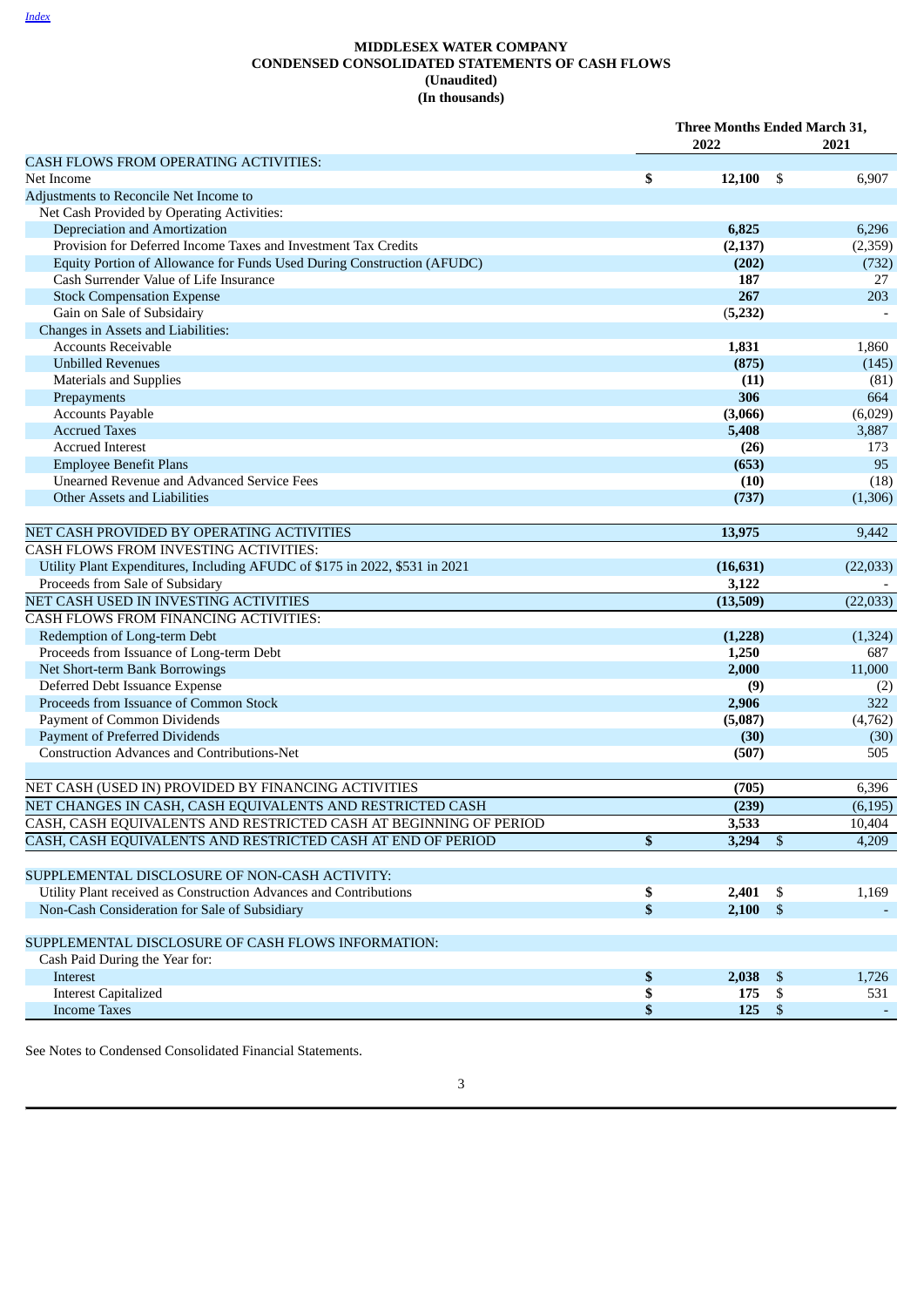# MIDDLESEX WATER COMPANY
## CONDENSED CONSOLIDATED STATEMENTS OF CASH FLOWS
### (Unaudited)
### (In thousands)

| | Three Months Ended March 31, | |
|---|---|---|
| | **2022** | **2021** |
| CASH FLOWS FROM OPERATING ACTIVITIES: | | |
| Net Income | **$ 12,100** | $ 6,907 |
| Adjustments to Reconcile Net Income to | | |
| Net Cash Provided by Operating Activities: | | |
| Depreciation and Amortization | **6,825** | 6,296 |
| Provision for Deferred Income Taxes and Investment Tax Credits | **(2,137)** | (2,359) |
| Equity Portion of Allowance for Funds Used During Construction (AFUDC) | **(202)** | (732) |
| Cash Surrender Value of Life Insurance | **187** | 27 |
| Stock Compensation Expense | **267** | 203 |
| Gain on Sale of Subsidairy | **(5,232)** | - |
| Changes in Assets and Liabilities: | | |
| Accounts Receivable | **1,831** | 1,860 |
| Unbilled Revenues | **(875)** | (145) |
| Materials and Supplies | **(11)** | (81) |
| Prepayments | **306** | 664 |
| Accounts Payable | **(3,066)** | (6,029) |
| Accrued Taxes | **5,408** | 3,887 |
| Accrued Interest | **(26)** | 173 |
| Employee Benefit Plans | **(653)** | 95 |
| Unearned Revenue and Advanced Service Fees | **(10)** | (18) |
| Other Assets and Liabilities | **(737)** | (1,306) |
| NET CASH PROVIDED BY OPERATING ACTIVITIES | **13,975** | 9,442 |
| CASH FLOWS FROM INVESTING ACTIVITIES: | | |
| Utility Plant Expenditures, Including AFUDC of $175 in 2022, $531 in 2021 | **(16,631)** | (22,033) |
| Proceeds from Sale of Subsidary | **3,122** | - |
| NET CASH USED IN INVESTING ACTIVITIES | **(13,509)** | (22,033) |
| CASH FLOWS FROM FINANCING ACTIVITIES: | | |
| Redemption of Long-term Debt | **(1,228)** | (1,324) |
| Proceeds from Issuance of Long-term Debt | **1,250** | 687 |
| Net Short-term Bank Borrowings | **2,000** | 11,000 |
| Deferred Debt Issuance Expense | **(9)** | (2) |
| Proceeds from Issuance of Common Stock | **2,906** | 322 |
| Payment of Common Dividends | **(5,087)** | (4,762) |
| Payment of Preferred Dividends | **(30)** | (30) |
| Construction Advances and Contributions-Net | **(507)** | 505 |
| NET CASH (USED IN) PROVIDED BY FINANCING ACTIVITIES | **(705)** | 6,396 |
| NET CHANGES IN CASH, CASH EQUIVALENTS AND RESTRICTED CASH | **(239)** | (6,195) |
| CASH, CASH EQUIVALENTS AND RESTRICTED CASH AT BEGINNING OF PERIOD | **3,533** | 10,404 |
| CASH, CASH EQUIVALENTS AND RESTRICTED CASH AT END OF PERIOD | **$ 3,294** | $ 4,209 |
| | | |
| SUPPLEMENTAL DISCLOSURE OF NON-CASH ACTIVITY: | | |
| Utility Plant received as Construction Advances and Contributions | **$ 2,401** | $ 1,169 |
| Non-Cash Consideration for Sale of Subsidiary | **$ 2,100** | $ - |
| | | |
| SUPPLEMENTAL DISCLOSURE OF CASH FLOWS INFORMATION: | | |
| Cash Paid During the Year for: | | |
| Interest | **$ 2,038** | $ 1,726 |
| Interest Capitalized | **$ 175** | $ 531 |
| Income Taxes | **$ 125** | $ - |

See Notes to Condensed Consolidated Financial Statements.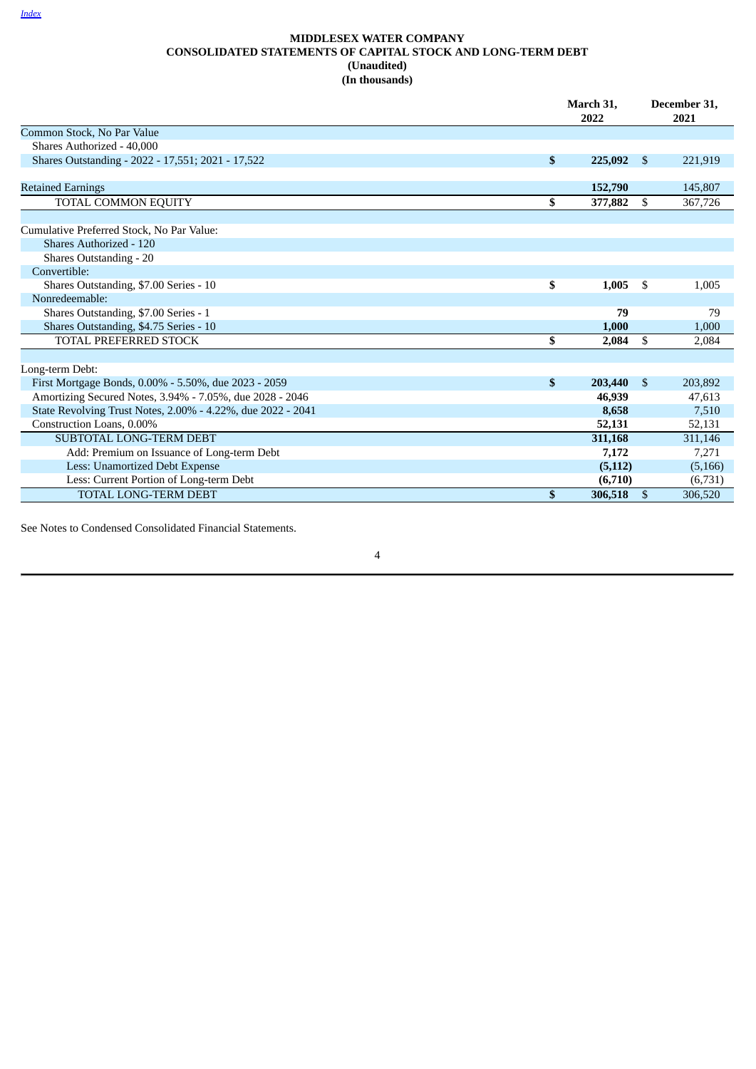[Index](#)

# MIDDLESEX WATER COMPANY
## CONSOLIDATED STATEMENTS OF CAPITAL STOCK AND LONG-TERM DEBT
### (Unaudited)
### (In thousands)

| | March 31, 2022 | December 31, 2021 |
|---|---|---|
| Common Stock, No Par Value | | |
| Shares Authorized - 40,000 | | |
| Shares Outstanding - 2022 - 17,551; 2021 - 17,522 | **$ 225,092** | $ 221,919 |
| | | |
| Retained Earnings | **152,790** | 145,807 |
| TOTAL COMMON EQUITY | **$ 377,882** | $ 367,726 |
| | | |
| Cumulative Preferred Stock, No Par Value: | | |
| Shares Authorized - 120 | | |
| Shares Outstanding - 20 | | |
| Convertible: | | |
| Shares Outstanding, $7.00 Series - 10 | **$ 1,005** | $ 1,005 |
| Nonredeemable: | | |
| Shares Outstanding, $7.00 Series - 1 | **79** | 79 |
| Shares Outstanding, $4.75 Series - 10 | **1,000** | 1,000 |
| TOTAL PREFERRED STOCK | **$ 2,084** | $ 2,084 |
| | | |
| Long-term Debt: | | |
| First Mortgage Bonds, 0.00% - 5.50%, due 2023 - 2059 | **$ 203,440** | $ 203,892 |
| Amortizing Secured Notes, 3.94% - 7.05%, due 2028 - 2046 | **46,939** | 47,613 |
| State Revolving Trust Notes, 2.00% - 4.22%, due 2022 - 2041 | **8,658** | 7,510 |
| Construction Loans, 0.00% | **52,131** | 52,131 |
| SUBTOTAL LONG-TERM DEBT | **311,168** | 311,146 |
| Add: Premium on Issuance of Long-term Debt | **7,172** | 7,271 |
| Less: Unamortized Debt Expense | **(5,112)** | (5,166) |
| Less: Current Portion of Long-term Debt | **(6,710)** | (6,731) |
| TOTAL LONG-TERM DEBT | **$ 306,518** | $ 306,520 |

See Notes to Condensed Consolidated Financial Statements.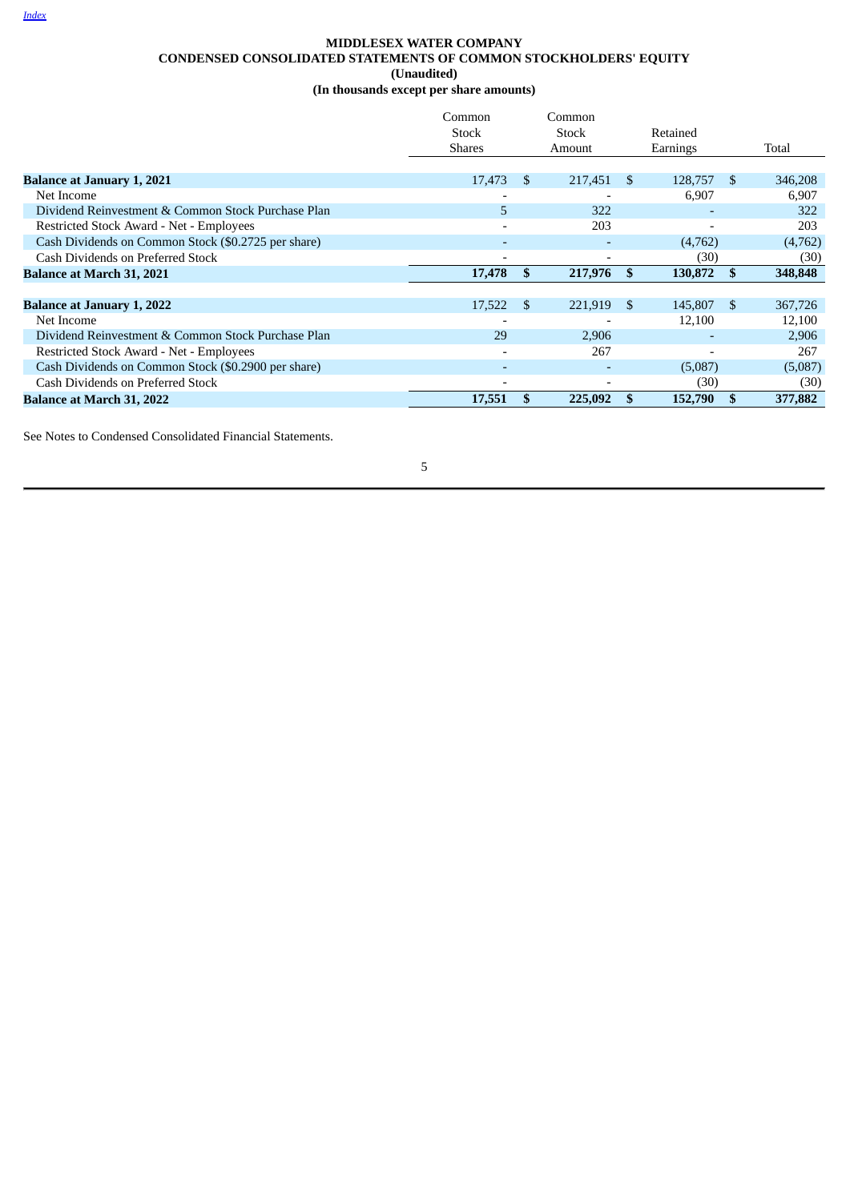# MIDDLESEX WATER COMPANY

## CONDENSED CONSOLIDATED STATEMENTS OF COMMON STOCKHOLDERS' EQUITY

**(Unaudited)**

**(In thousands except per share amounts)**

| | Common Stock Shares | Common Stock Amount | Retained Earnings | Total |
|---|---|---|---|---|
| **Balance at January 1, 2021** | 17,473 | $ 217,451 | $ 128,757 | $ 346,208 |
| Net Income | - | - | 6,907 | 6,907 |
| Dividend Reinvestment & Common Stock Purchase Plan | 5 | 322 | - | 322 |
| Restricted Stock Award - Net - Employees | - | 203 | - | 203 |
| Cash Dividends on Common Stock ($0.2725 per share) | - | - | (4,762) | (4,762) |
| Cash Dividends on Preferred Stock | - | - | (30) | (30) |
| **Balance at March 31, 2021** | **17,478** | **$ 217,976** | **$ 130,872** | **$ 348,848** |
| | | | | |
| **Balance at January 1, 2022** | 17,522 | $ 221,919 | $ 145,807 | $ 367,726 |
| Net Income | - | - | 12,100 | 12,100 |
| Dividend Reinvestment & Common Stock Purchase Plan | 29 | 2,906 | - | 2,906 |
| Restricted Stock Award - Net - Employees | - | 267 | - | 267 |
| Cash Dividends on Common Stock ($0.2900 per share) | - | - | (5,087) | (5,087) |
| Cash Dividends on Preferred Stock | - | - | (30) | (30) |
| **Balance at March 31, 2022** | **17,551** | **$ 225,092** | **$ 152,790** | **$ 377,882** |

See Notes to Condensed Consolidated Financial Statements.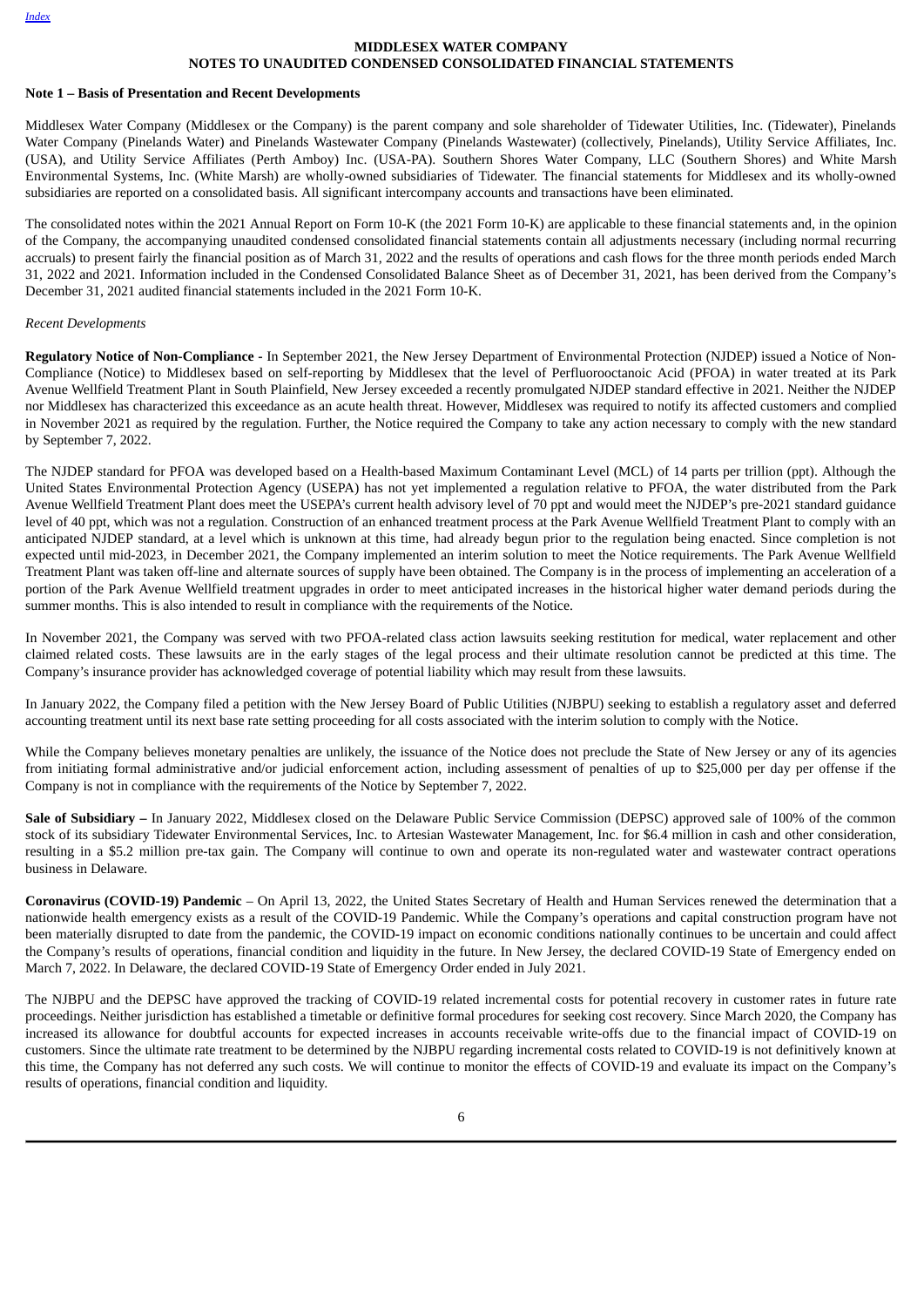**MIDDLESEX WATER COMPANY**
**NOTES TO UNAUDITED CONDENSED CONSOLIDATED FINANCIAL STATEMENTS**

**Note 1 – Basis of Presentation and Recent Developments**

Middlesex Water Company (Middlesex or the Company) is the parent company and sole shareholder of Tidewater Utilities, Inc. (Tidewater), Pinelands Water Company (Pinelands Water) and Pinelands Wastewater Company (Pinelands Wastewater) (collectively, Pinelands), Utility Service Affiliates, Inc. (USA), and Utility Service Affiliates (Perth Amboy) Inc. (USA-PA). Southern Shores Water Company, LLC (Southern Shores) and White Marsh Environmental Systems, Inc. (White Marsh) are wholly-owned subsidiaries of Tidewater. The financial statements for Middlesex and its wholly-owned subsidiaries are reported on a consolidated basis. All significant intercompany accounts and transactions have been eliminated.

The consolidated notes within the 2021 Annual Report on Form 10-K (the 2021 Form 10-K) are applicable to these financial statements and, in the opinion of the Company, the accompanying unaudited condensed consolidated financial statements contain all adjustments necessary (including normal recurring accruals) to present fairly the financial position as of March 31, 2022 and the results of operations and cash flows for the three month periods ended March 31, 2022 and 2021. Information included in the Condensed Consolidated Balance Sheet as of December 31, 2021, has been derived from the Company's December 31, 2021 audited financial statements included in the 2021 Form 10-K.

*Recent Developments*

**Regulatory Notice of Non-Compliance -** In September 2021, the New Jersey Department of Environmental Protection (NJDEP) issued a Notice of Non-Compliance (Notice) to Middlesex based on self-reporting by Middlesex that the level of Perfluorooctanoic Acid (PFOA) in water treated at its Park Avenue Wellfield Treatment Plant in South Plainfield, New Jersey exceeded a recently promulgated NJDEP standard effective in 2021. Neither the NJDEP nor Middlesex has characterized this exceedance as an acute health threat. However, Middlesex was required to notify its affected customers and complied in November 2021 as required by the regulation. Further, the Notice required the Company to take any action necessary to comply with the new standard by September 7, 2022.

The NJDEP standard for PFOA was developed based on a Health-based Maximum Contaminant Level (MCL) of 14 parts per trillion (ppt). Although the United States Environmental Protection Agency (USEPA) has not yet implemented a regulation relative to PFOA, the water distributed from the Park Avenue Wellfield Treatment Plant does meet the USEPA's current health advisory level of 70 ppt and would meet the NJDEP's pre-2021 standard guidance level of 40 ppt, which was not a regulation. Construction of an enhanced treatment process at the Park Avenue Wellfield Treatment Plant to comply with an anticipated NJDEP standard, at a level which is unknown at this time, had already begun prior to the regulation being enacted. Since completion is not expected until mid-2023, in December 2021, the Company implemented an interim solution to meet the Notice requirements. The Park Avenue Wellfield Treatment Plant was taken off-line and alternate sources of supply have been obtained. The Company is in the process of implementing an acceleration of a portion of the Park Avenue Wellfield treatment upgrades in order to meet anticipated increases in the historical higher water demand periods during the summer months. This is also intended to result in compliance with the requirements of the Notice.

In November 2021, the Company was served with two PFOA-related class action lawsuits seeking restitution for medical, water replacement and other claimed related costs. These lawsuits are in the early stages of the legal process and their ultimate resolution cannot be predicted at this time. The Company's insurance provider has acknowledged coverage of potential liability which may result from these lawsuits.

In January 2022, the Company filed a petition with the New Jersey Board of Public Utilities (NJBPU) seeking to establish a regulatory asset and deferred accounting treatment until its next base rate setting proceeding for all costs associated with the interim solution to comply with the Notice.

While the Company believes monetary penalties are unlikely, the issuance of the Notice does not preclude the State of New Jersey or any of its agencies from initiating formal administrative and/or judicial enforcement action, including assessment of penalties of up to $25,000 per day per offense if the Company is not in compliance with the requirements of the Notice by September 7, 2022.

**Sale of Subsidiary –** In January 2022, Middlesex closed on the Delaware Public Service Commission (DEPSC) approved sale of 100% of the common stock of its subsidiary Tidewater Environmental Services, Inc. to Artesian Wastewater Management, Inc. for $6.4 million in cash and other consideration, resulting in a $5.2 million pre-tax gain. The Company will continue to own and operate its non-regulated water and wastewater contract operations business in Delaware.

**Coronavirus (COVID-19) Pandemic** – On April 13, 2022, the United States Secretary of Health and Human Services renewed the determination that a nationwide health emergency exists as a result of the COVID-19 Pandemic. While the Company's operations and capital construction program have not been materially disrupted to date from the pandemic, the COVID-19 impact on economic conditions nationally continues to be uncertain and could affect the Company's results of operations, financial condition and liquidity in the future. In New Jersey, the declared COVID-19 State of Emergency ended on March 7, 2022. In Delaware, the declared COVID-19 State of Emergency Order ended in July 2021.

The NJBPU and the DEPSC have approved the tracking of COVID-19 related incremental costs for potential recovery in customer rates in future rate proceedings. Neither jurisdiction has established a timetable or definitive formal procedures for seeking cost recovery. Since March 2020, the Company has increased its allowance for doubtful accounts for expected increases in accounts receivable write-offs due to the financial impact of COVID-19 on customers. Since the ultimate rate treatment to be determined by the NJBPU regarding incremental costs related to COVID-19 is not definitively known at this time, the Company has not deferred any such costs. We will continue to monitor the effects of COVID-19 and evaluate its impact on the Company's results of operations, financial condition and liquidity.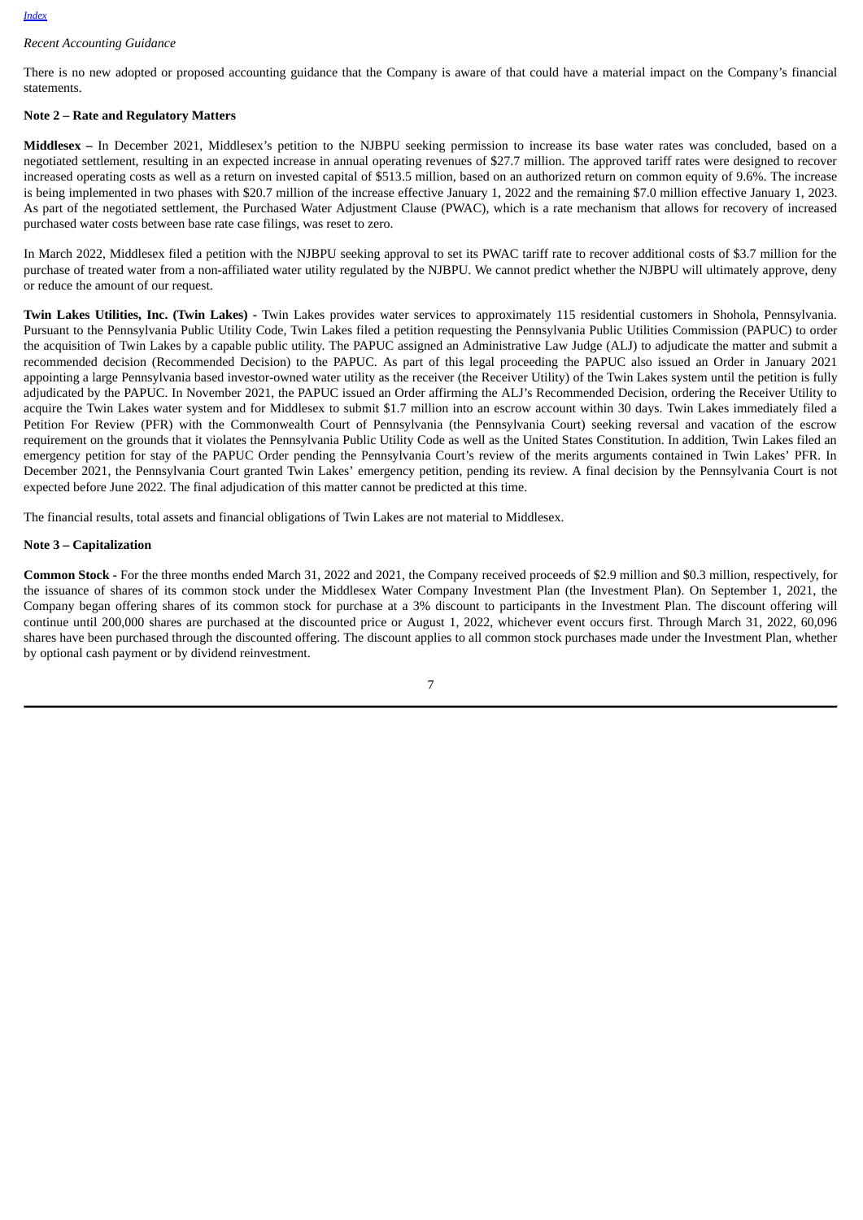*Recent Accounting Guidance*

There is no new adopted or proposed accounting guidance that the Company is aware of that could have a material impact on the Company's financial statements.

**Note 2 – Rate and Regulatory Matters**

**Middlesex –** In December 2021, Middlesex's petition to the NJBPU seeking permission to increase its base water rates was concluded, based on a negotiated settlement, resulting in an expected increase in annual operating revenues of $27.7 million. The approved tariff rates were designed to recover increased operating costs as well as a return on invested capital of $513.5 million, based on an authorized return on common equity of 9.6%. The increase is being implemented in two phases with $20.7 million of the increase effective January 1, 2022 and the remaining $7.0 million effective January 1, 2023. As part of the negotiated settlement, the Purchased Water Adjustment Clause (PWAC), which is a rate mechanism that allows for recovery of increased purchased water costs between base rate case filings, was reset to zero.

In March 2022, Middlesex filed a petition with the NJBPU seeking approval to set its PWAC tariff rate to recover additional costs of $3.7 million for the purchase of treated water from a non-affiliated water utility regulated by the NJBPU. We cannot predict whether the NJBPU will ultimately approve, deny or reduce the amount of our request.

**Twin Lakes Utilities, Inc. (Twin Lakes) -** Twin Lakes provides water services to approximately 115 residential customers in Shohola, Pennsylvania. Pursuant to the Pennsylvania Public Utility Code, Twin Lakes filed a petition requesting the Pennsylvania Public Utilities Commission (PAPUC) to order the acquisition of Twin Lakes by a capable public utility. The PAPUC assigned an Administrative Law Judge (ALJ) to adjudicate the matter and submit a recommended decision (Recommended Decision) to the PAPUC. As part of this legal proceeding the PAPUC also issued an Order in January 2021 appointing a large Pennsylvania based investor-owned water utility as the receiver (the Receiver Utility) of the Twin Lakes system until the petition is fully adjudicated by the PAPUC. In November 2021, the PAPUC issued an Order affirming the ALJ's Recommended Decision, ordering the Receiver Utility to acquire the Twin Lakes water system and for Middlesex to submit $1.7 million into an escrow account within 30 days. Twin Lakes immediately filed a Petition For Review (PFR) with the Commonwealth Court of Pennsylvania (the Pennsylvania Court) seeking reversal and vacation of the escrow requirement on the grounds that it violates the Pennsylvania Public Utility Code as well as the United States Constitution. In addition, Twin Lakes filed an emergency petition for stay of the PAPUC Order pending the Pennsylvania Court's review of the merits arguments contained in Twin Lakes' PFR. In December 2021, the Pennsylvania Court granted Twin Lakes' emergency petition, pending its review. A final decision by the Pennsylvania Court is not expected before June 2022. The final adjudication of this matter cannot be predicted at this time.

The financial results, total assets and financial obligations of Twin Lakes are not material to Middlesex.

**Note 3 – Capitalization**

**Common Stock -** For the three months ended March 31, 2022 and 2021, the Company received proceeds of $2.9 million and $0.3 million, respectively, for the issuance of shares of its common stock under the Middlesex Water Company Investment Plan (the Investment Plan). On September 1, 2021, the Company began offering shares of its common stock for purchase at a 3% discount to participants in the Investment Plan. The discount offering will continue until 200,000 shares are purchased at the discounted price or August 1, 2022, whichever event occurs first. Through March 31, 2022, 60,096 shares have been purchased through the discounted offering. The discount applies to all common stock purchases made under the Investment Plan, whether by optional cash payment or by dividend reinvestment.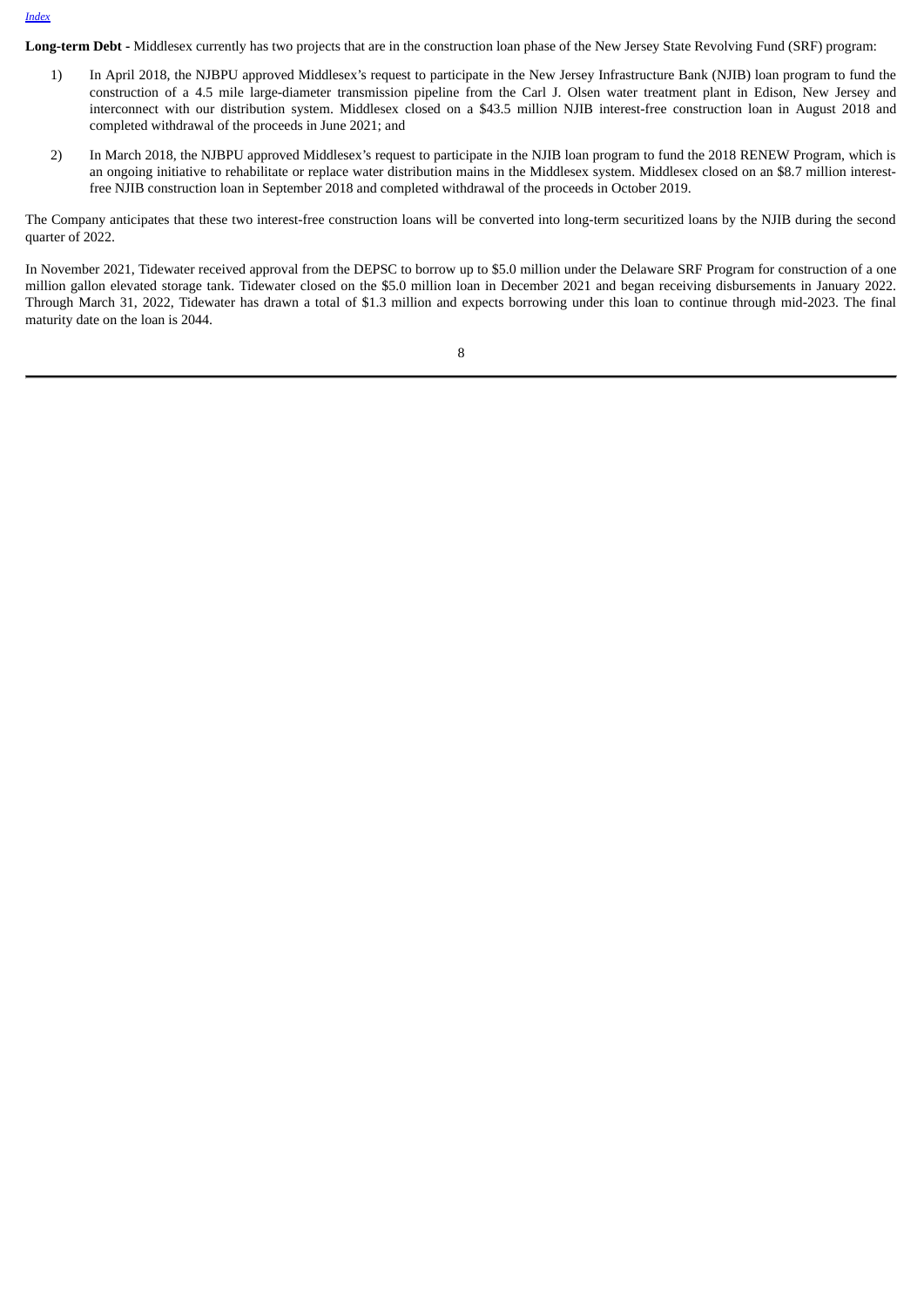**Long-term Debt -** Middlesex currently has two projects that are in the construction loan phase of the New Jersey State Revolving Fund (SRF) program:

1) In April 2018, the NJBPU approved Middlesex's request to participate in the New Jersey Infrastructure Bank (NJIB) loan program to fund the construction of a 4.5 mile large-diameter transmission pipeline from the Carl J. Olsen water treatment plant in Edison, New Jersey and interconnect with our distribution system. Middlesex closed on a $43.5 million NJIB interest-free construction loan in August 2018 and completed withdrawal of the proceeds in June 2021; and

2) In March 2018, the NJBPU approved Middlesex's request to participate in the NJIB loan program to fund the 2018 RENEW Program, which is an ongoing initiative to rehabilitate or replace water distribution mains in the Middlesex system. Middlesex closed on an $8.7 million interest-free NJIB construction loan in September 2018 and completed withdrawal of the proceeds in October 2019.

The Company anticipates that these two interest-free construction loans will be converted into long-term securitized loans by the NJIB during the second quarter of 2022.

In November 2021, Tidewater received approval from the DEPSC to borrow up to $5.0 million under the Delaware SRF Program for construction of a one million gallon elevated storage tank. Tidewater closed on the $5.0 million loan in December 2021 and began receiving disbursements in January 2022. Through March 31, 2022, Tidewater has drawn a total of $1.3 million and expects borrowing under this loan to continue through mid-2023. The final maturity date on the loan is 2044.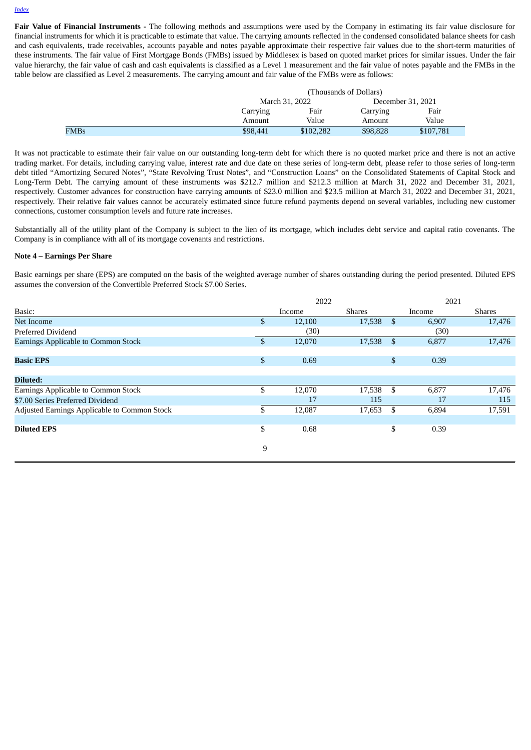[Index](#)

**Fair Value of Financial Instruments -** The following methods and assumptions were used by the Company in estimating its fair value disclosure for financial instruments for which it is practicable to estimate that value. The carrying amounts reflected in the condensed consolidated balance sheets for cash and cash equivalents, trade receivables, accounts payable and notes payable approximate their respective fair values due to the short-term maturities of these instruments. The fair value of First Mortgage Bonds (FMBs) issued by Middlesex is based on quoted market prices for similar issues. Under the fair value hierarchy, the fair value of cash and cash equivalents is classified as a Level 1 measurement and the fair value of notes payable and the FMBs in the table below are classified as Level 2 measurements. The carrying amount and fair value of the FMBs were as follows:

| | (Thousands of Dollars) | | | |
|---|---|---|---|---|
| | March 31, 2022 | | December 31, 2021 | |
| | Carrying Amount | Fair Value | Carrying Amount | Fair Value |
| FMBs | $98,441 | $102,282 | $98,828 | $107,781 |

It was not practicable to estimate their fair value on our outstanding long-term debt for which there is no quoted market price and there is not an active trading market. For details, including carrying value, interest rate and due date on these series of long-term debt, please refer to those series of long-term debt titled "Amortizing Secured Notes", "State Revolving Trust Notes", and "Construction Loans" on the Consolidated Statements of Capital Stock and Long-Term Debt. The carrying amount of these instruments was $212.7 million and $212.3 million at March 31, 2022 and December 31, 2021, respectively. Customer advances for construction have carrying amounts of $23.0 million and $23.5 million at March 31, 2022 and December 31, 2021, respectively. Their relative fair values cannot be accurately estimated since future refund payments depend on several variables, including new customer connections, customer consumption levels and future rate increases.

Substantially all of the utility plant of the Company is subject to the lien of its mortgage, which includes debt service and capital ratio covenants. The Company is in compliance with all of its mortgage covenants and restrictions.

**Note 4 – Earnings Per Share**

Basic earnings per share (EPS) are computed on the basis of the weighted average number of shares outstanding during the period presented. Diluted EPS assumes the conversion of the Convertible Preferred Stock $7.00 Series.

| | 2022 | | 2021 | |
|---|---|---|---|---|
| Basic: | Income | Shares | Income | Shares |
| Net Income | $ 12,100 | 17,538 | $ 6,907 | 17,476 |
| Preferred Dividend | (30) | | (30) | |
| Earnings Applicable to Common Stock | $ 12,070 | 17,538 | $ 6,877 | 17,476 |
| | | | | |
| **Basic EPS** | $ 0.69 | | $ 0.39 | |
| | | | | |
| **Diluted:** | | | | |
| Earnings Applicable to Common Stock | $ 12,070 | 17,538 | $ 6,877 | 17,476 |
| $7.00 Series Preferred Dividend | 17 | 115 | 17 | 115 |
| Adjusted Earnings Applicable to Common Stock | $ 12,087 | 17,653 | $ 6,894 | 17,591 |
| | | | | |
| **Diluted EPS** | $ 0.68 | | $ 0.39 | |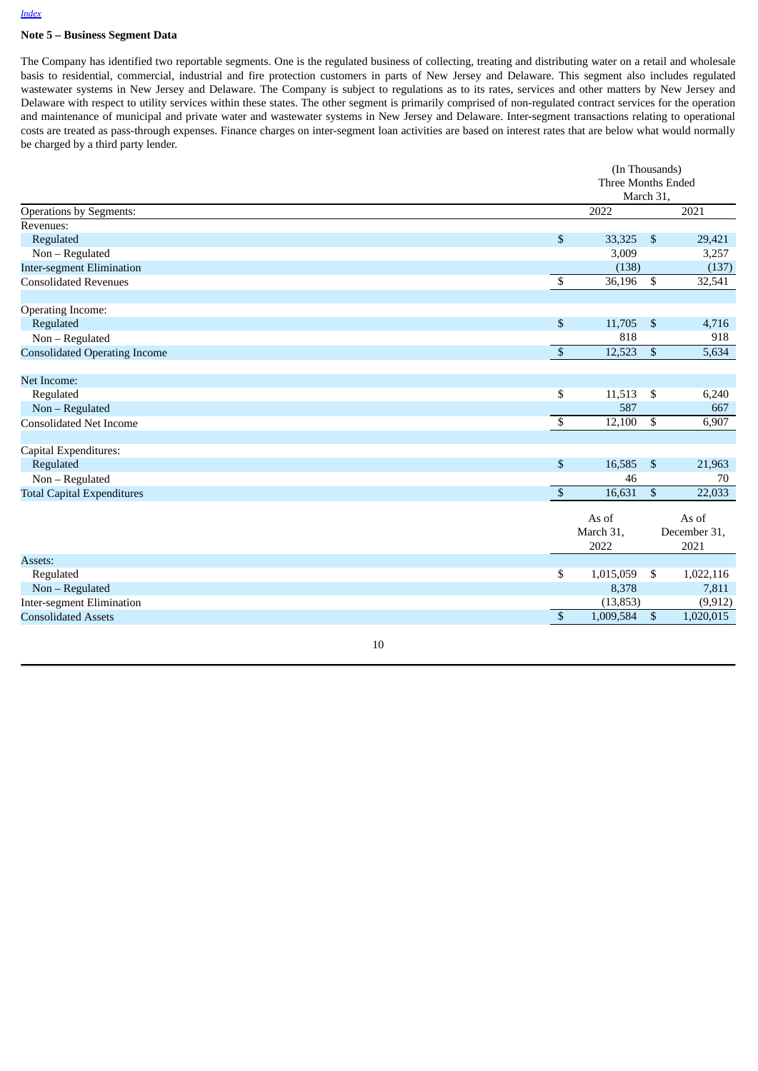## Note 5 – Business Segment Data

The Company has identified two reportable segments. One is the regulated business of collecting, treating and distributing water on a retail and wholesale basis to residential, commercial, industrial and fire protection customers in parts of New Jersey and Delaware. This segment also includes regulated wastewater systems in New Jersey and Delaware. The Company is subject to regulations as to its rates, services and other matters by New Jersey and Delaware with respect to utility services within these states. The other segment is primarily comprised of non-regulated contract services for the operation and maintenance of municipal and private water and wastewater systems in New Jersey and Delaware. Inter-segment transactions relating to operational costs are treated as pass-through expenses. Finance charges on inter-segment loan activities are based on interest rates that are below what would normally be charged by a third party lender.

| | (In Thousands) Three Months Ended March 31, | |
|---|---|---|
| Operations by Segments: | 2022 | 2021 |
| Revenues: | | |
| Regulated | $ 33,325 | $ 29,421 |
| Non – Regulated | 3,009 | 3,257 |
| Inter-segment Elimination | (138) | (137) |
| Consolidated Revenues | $ 36,196 | $ 32,541 |
| | | |
| Operating Income: | | |
| Regulated | $ 11,705 | $ 4,716 |
| Non – Regulated | 818 | 918 |
| Consolidated Operating Income | $ 12,523 | $ 5,634 |
| | | |
| Net Income: | | |
| Regulated | $ 11,513 | $ 6,240 |
| Non – Regulated | 587 | 667 |
| Consolidated Net Income | $ 12,100 | $ 6,907 |
| | | |
| Capital Expenditures: | | |
| Regulated | $ 16,585 | $ 21,963 |
| Non – Regulated | 46 | 70 |
| Total Capital Expenditures | $ 16,631 | $ 22,033 |

| | As of March 31, 2022 | As of December 31, 2021 |
|---|---|---|
| Assets: | | |
| Regulated | $ 1,015,059 | $ 1,022,116 |
| Non – Regulated | 8,378 | 7,811 |
| Inter-segment Elimination | (13,853) | (9,912) |
| Consolidated Assets | $ 1,009,584 | $ 1,020,015 |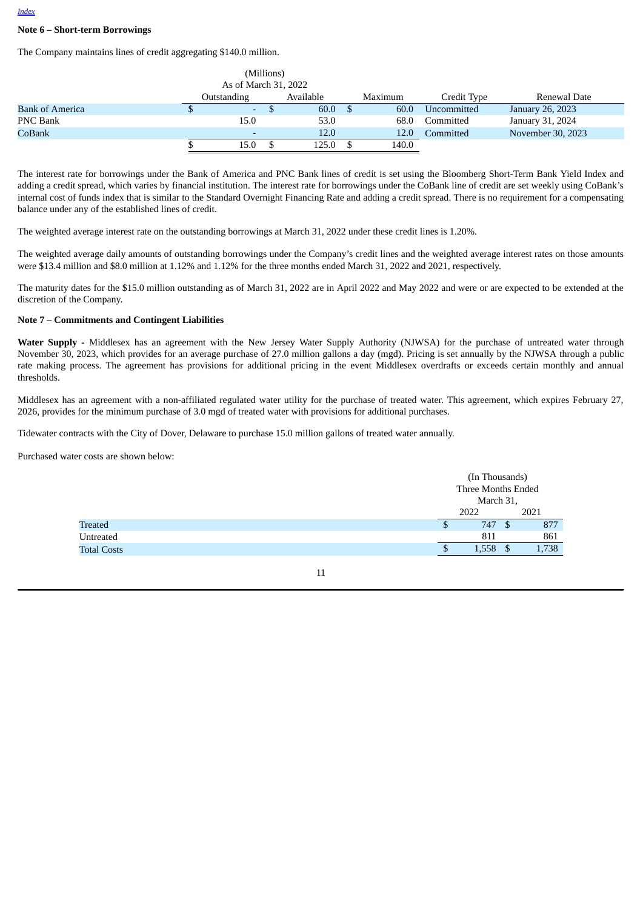## Note 6 – Short-term Borrowings

The Company maintains lines of credit aggregating $140.0 million.

| | (Millions) As of March 31, 2022 | | | | |
|---|---|---|---|---|---|
| | Outstanding | Available | Maximum | Credit Type | Renewal Date |
| Bank of America | $ - | $ 60.0 | $ 60.0 | Uncommitted | January 26, 2023 |
| PNC Bank | 15.0 | 53.0 | 68.0 | Committed | January 31, 2024 |
| CoBank | - | 12.0 | 12.0 | Committed | November 30, 2023 |
| | $ 15.0 | $ 125.0 | $ 140.0 | | |

The interest rate for borrowings under the Bank of America and PNC Bank lines of credit is set using the Bloomberg Short-Term Bank Yield Index and adding a credit spread, which varies by financial institution. The interest rate for borrowings under the CoBank line of credit are set weekly using CoBank's internal cost of funds index that is similar to the Standard Overnight Financing Rate and adding a credit spread. There is no requirement for a compensating balance under any of the established lines of credit.

The weighted average interest rate on the outstanding borrowings at March 31, 2022 under these credit lines is 1.20%.

The weighted average daily amounts of outstanding borrowings under the Company's credit lines and the weighted average interest rates on those amounts were $13.4 million and $8.0 million at 1.12% and 1.12% for the three months ended March 31, 2022 and 2021, respectively.

The maturity dates for the $15.0 million outstanding as of March 31, 2022 are in April 2022 and May 2022 and were or are expected to be extended at the discretion of the Company.

## Note 7 – Commitments and Contingent Liabilities

**Water Supply** - Middlesex has an agreement with the New Jersey Water Supply Authority (NJWSA) for the purchase of untreated water through November 30, 2023, which provides for an average purchase of 27.0 million gallons a day (mgd). Pricing is set annually by the NJWSA through a public rate making process. The agreement has provisions for additional pricing in the event Middlesex overdrafts or exceeds certain monthly and annual thresholds.

Middlesex has an agreement with a non-affiliated regulated water utility for the purchase of treated water. This agreement, which expires February 27, 2026, provides for the minimum purchase of 3.0 mgd of treated water with provisions for additional purchases.

Tidewater contracts with the City of Dover, Delaware to purchase 15.0 million gallons of treated water annually.

Purchased water costs are shown below:

| | (In Thousands) Three Months Ended March 31, | |
|---|---|---|
| | 2022 | 2021 |
| Treated | $ 747 | $ 877 |
| Untreated | 811 | 861 |
| Total Costs | $ 1,558 | $ 1,738 |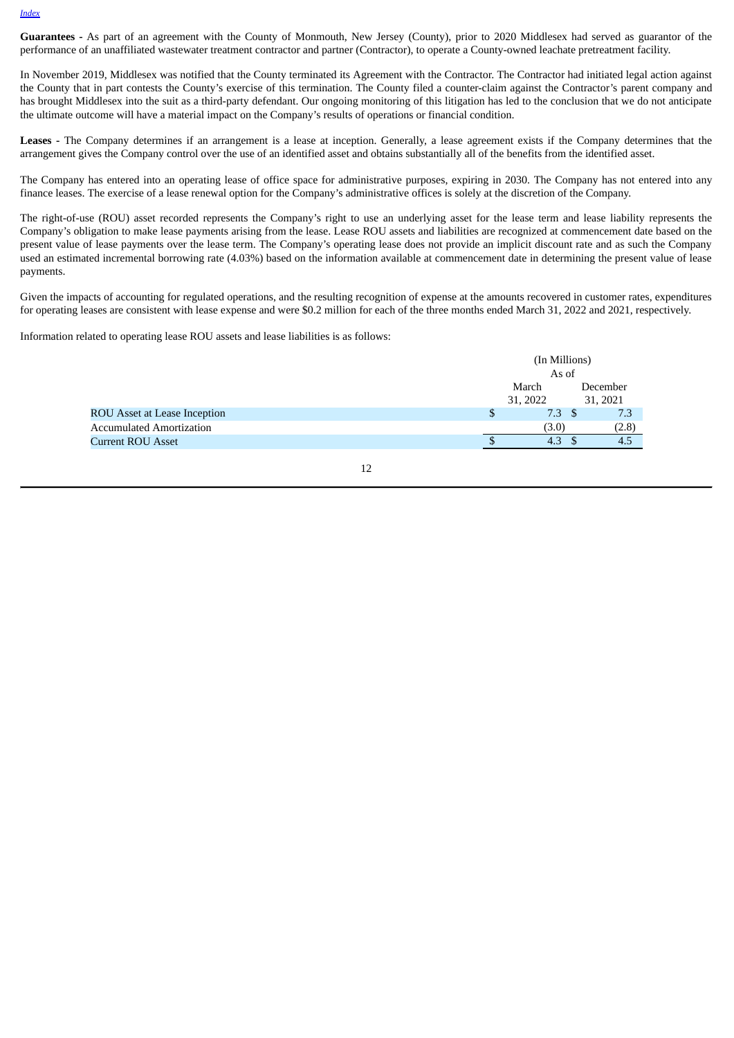[Index](#)

**Guarantees -** As part of an agreement with the County of Monmouth, New Jersey (County), prior to 2020 Middlesex had served as guarantor of the performance of an unaffiliated wastewater treatment contractor and partner (Contractor), to operate a County-owned leachate pretreatment facility.

In November 2019, Middlesex was notified that the County terminated its Agreement with the Contractor. The Contractor had initiated legal action against the County that in part contests the County's exercise of this termination. The County filed a counter-claim against the Contractor's parent company and has brought Middlesex into the suit as a third-party defendant. Our ongoing monitoring of this litigation has led to the conclusion that we do not anticipate the ultimate outcome will have a material impact on the Company's results of operations or financial condition.

**Leases -** The Company determines if an arrangement is a lease at inception. Generally, a lease agreement exists if the Company determines that the arrangement gives the Company control over the use of an identified asset and obtains substantially all of the benefits from the identified asset.

The Company has entered into an operating lease of office space for administrative purposes, expiring in 2030. The Company has not entered into any finance leases. The exercise of a lease renewal option for the Company's administrative offices is solely at the discretion of the Company.

The right-of-use (ROU) asset recorded represents the Company's right to use an underlying asset for the lease term and lease liability represents the Company's obligation to make lease payments arising from the lease. Lease ROU assets and liabilities are recognized at commencement date based on the present value of lease payments over the lease term. The Company's operating lease does not provide an implicit discount rate and as such the Company used an estimated incremental borrowing rate (4.03%) based on the information available at commencement date in determining the present value of lease payments.

Given the impacts of accounting for regulated operations, and the resulting recognition of expense at the amounts recovered in customer rates, expenditures for operating leases are consistent with lease expense and were $0.2 million for each of the three months ended March 31, 2022 and 2021, respectively.

Information related to operating lease ROU assets and lease liabilities is as follows:

| | (In Millions) | |
|---|---|---|
| | As of | |
| | March 31, 2022 | December 31, 2021 |
| ROU Asset at Lease Inception | $ 7.3 | $ 7.3 |
| Accumulated Amortization | (3.0) | (2.8) |
| Current ROU Asset | $ 4.3 | $ 4.5 |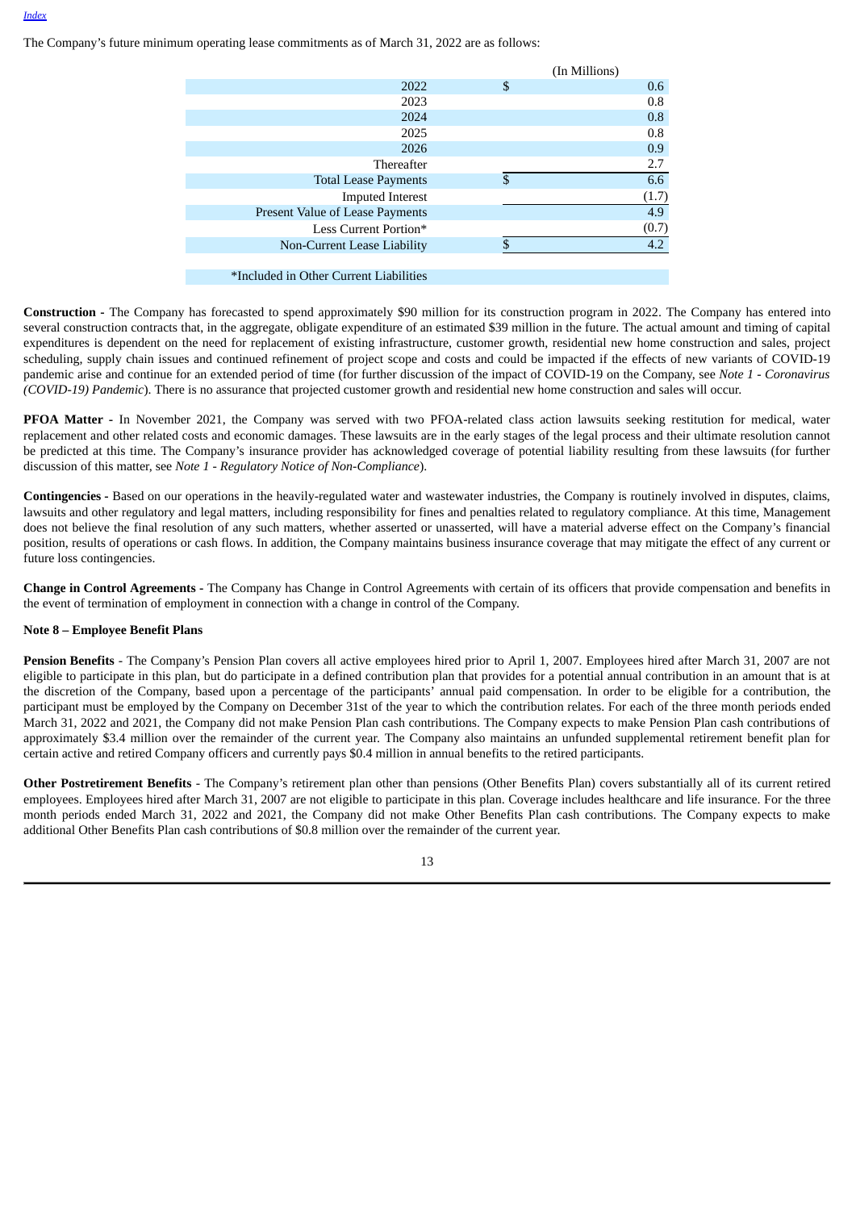The Company's future minimum operating lease commitments as of March 31, 2022 are as follows:

| | (In Millions) |
|---|---|
| 2022 | $ 0.6 |
| 2023 | 0.8 |
| 2024 | 0.8 |
| 2025 | 0.8 |
| 2026 | 0.9 |
| Thereafter | 2.7 |
| Total Lease Payments | $ 6.6 |
| Imputed Interest | (1.7) |
| Present Value of Lease Payments | 4.9 |
| Less Current Portion* | (0.7) |
| Non-Current Lease Liability | $ 4.2 |

*Included in Other Current Liabilities

**Construction -** The Company has forecasted to spend approximately $90 million for its construction program in 2022. The Company has entered into several construction contracts that, in the aggregate, obligate expenditure of an estimated $39 million in the future. The actual amount and timing of capital expenditures is dependent on the need for replacement of existing infrastructure, customer growth, residential new home construction and sales, project scheduling, supply chain issues and continued refinement of project scope and costs and could be impacted if the effects of new variants of COVID-19 pandemic arise and continue for an extended period of time (for further discussion of the impact of COVID-19 on the Company, see *Note 1 - Coronavirus (COVID-19) Pandemic*). There is no assurance that projected customer growth and residential new home construction and sales will occur.

**PFOA Matter -** In November 2021, the Company was served with two PFOA-related class action lawsuits seeking restitution for medical, water replacement and other related costs and economic damages. These lawsuits are in the early stages of the legal process and their ultimate resolution cannot be predicted at this time. The Company's insurance provider has acknowledged coverage of potential liability resulting from these lawsuits (for further discussion of this matter, see *Note 1 - Regulatory Notice of Non-Compliance*).

**Contingencies -** Based on our operations in the heavily-regulated water and wastewater industries, the Company is routinely involved in disputes, claims, lawsuits and other regulatory and legal matters, including responsibility for fines and penalties related to regulatory compliance. At this time, Management does not believe the final resolution of any such matters, whether asserted or unasserted, will have a material adverse effect on the Company's financial position, results of operations or cash flows. In addition, the Company maintains business insurance coverage that may mitigate the effect of any current or future loss contingencies.

**Change in Control Agreements -** The Company has Change in Control Agreements with certain of its officers that provide compensation and benefits in the event of termination of employment in connection with a change in control of the Company.

**Note 8 – Employee Benefit Plans**

**Pension Benefits** - The Company's Pension Plan covers all active employees hired prior to April 1, 2007. Employees hired after March 31, 2007 are not eligible to participate in this plan, but do participate in a defined contribution plan that provides for a potential annual contribution in an amount that is at the discretion of the Company, based upon a percentage of the participants' annual paid compensation. In order to be eligible for a contribution, the participant must be employed by the Company on December 31st of the year to which the contribution relates. For each of the three month periods ended March 31, 2022 and 2021, the Company did not make Pension Plan cash contributions. The Company expects to make Pension Plan cash contributions of approximately $3.4 million over the remainder of the current year. The Company also maintains an unfunded supplemental retirement benefit plan for certain active and retired Company officers and currently pays $0.4 million in annual benefits to the retired participants.

**Other Postretirement Benefits** - The Company's retirement plan other than pensions (Other Benefits Plan) covers substantially all of its current retired employees. Employees hired after March 31, 2007 are not eligible to participate in this plan. Coverage includes healthcare and life insurance. For the three month periods ended March 31, 2022 and 2021, the Company did not make Other Benefits Plan cash contributions. The Company expects to make additional Other Benefits Plan cash contributions of $0.8 million over the remainder of the current year.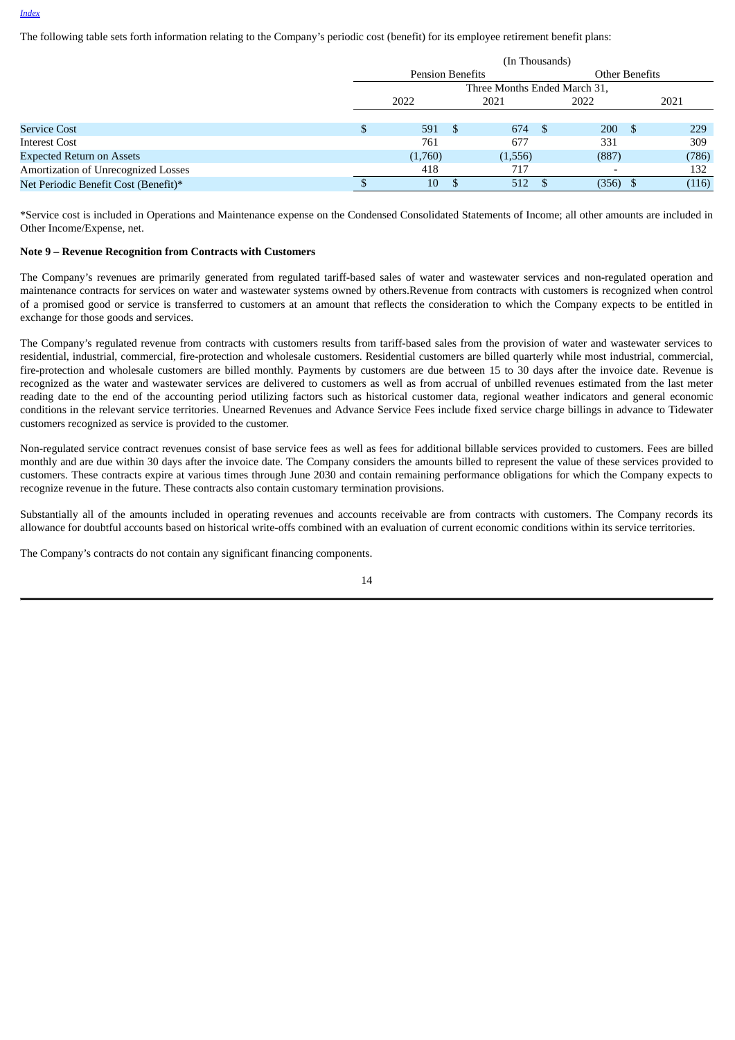The following table sets forth information relating to the Company's periodic cost (benefit) for its employee retirement benefit plans:

| | (In Thousands) | | | |
|---|---|---|---|---|
| | Pension Benefits | | Other Benefits | |
| | Three Months Ended March 31, | | | |
| | 2022 | 2021 | 2022 | 2021 |
| Service Cost | $ 591 | $ 674 | $ 200 | $ 229 |
| Interest Cost | 761 | 677 | 331 | 309 |
| Expected Return on Assets | (1,760) | (1,556) | (887) | (786) |
| Amortization of Unrecognized Losses | 418 | 717 | - | 132 |
| Net Periodic Benefit Cost (Benefit)* | $ 10 | $ 512 | $ (356) | $ (116) |

*Service cost is included in Operations and Maintenance expense on the Condensed Consolidated Statements of Income; all other amounts are included in Other Income/Expense, net.

**Note 9 – Revenue Recognition from Contracts with Customers**

The Company's revenues are primarily generated from regulated tariff-based sales of water and wastewater services and non-regulated operation and maintenance contracts for services on water and wastewater systems owned by others.Revenue from contracts with customers is recognized when control of a promised good or service is transferred to customers at an amount that reflects the consideration to which the Company expects to be entitled in exchange for those goods and services.

The Company's regulated revenue from contracts with customers results from tariff-based sales from the provision of water and wastewater services to residential, industrial, commercial, fire-protection and wholesale customers. Residential customers are billed quarterly while most industrial, commercial, fire-protection and wholesale customers are billed monthly. Payments by customers are due between 15 to 30 days after the invoice date. Revenue is recognized as the water and wastewater services are delivered to customers as well as from accrual of unbilled revenues estimated from the last meter reading date to the end of the accounting period utilizing factors such as historical customer data, regional weather indicators and general economic conditions in the relevant service territories. Unearned Revenues and Advance Service Fees include fixed service charge billings in advance to Tidewater customers recognized as service is provided to the customer.

Non-regulated service contract revenues consist of base service fees as well as fees for additional billable services provided to customers. Fees are billed monthly and are due within 30 days after the invoice date. The Company considers the amounts billed to represent the value of these services provided to customers. These contracts expire at various times through June 2030 and contain remaining performance obligations for which the Company expects to recognize revenue in the future. These contracts also contain customary termination provisions.

Substantially all of the amounts included in operating revenues and accounts receivable are from contracts with customers. The Company records its allowance for doubtful accounts based on historical write-offs combined with an evaluation of current economic conditions within its service territories.

The Company's contracts do not contain any significant financing components.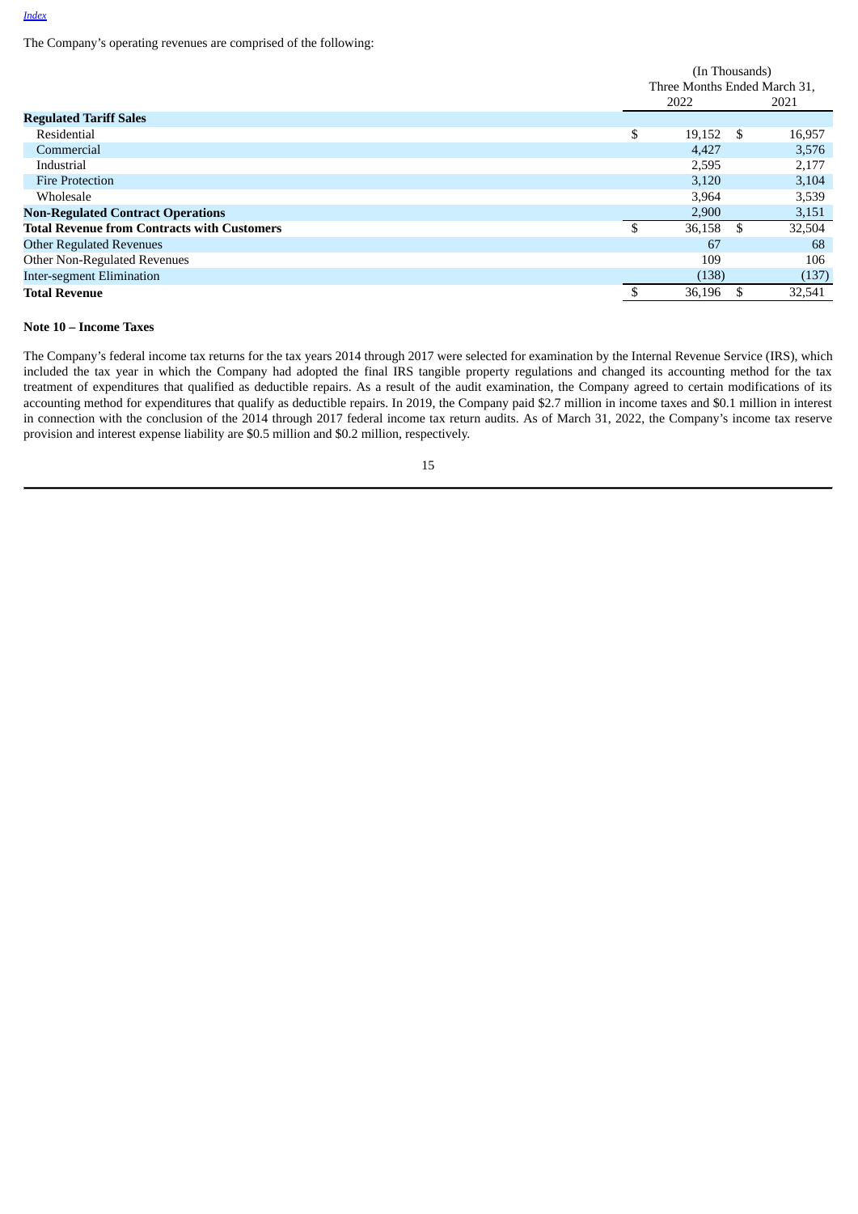The Company's operating revenues are comprised of the following:

| | (In Thousands) Three Months Ended March 31, | |
|---|---|---|
| | 2022 | 2021 |
| **Regulated Tariff Sales** | | |
| Residential | $ 19,152 | $ 16,957 |
| Commercial | 4,427 | 3,576 |
| Industrial | 2,595 | 2,177 |
| Fire Protection | 3,120 | 3,104 |
| Wholesale | 3,964 | 3,539 |
| **Non-Regulated Contract Operations** | 2,900 | 3,151 |
| **Total Revenue from Contracts with Customers** | $ 36,158 | $ 32,504 |
| Other Regulated Revenues | 67 | 68 |
| Other Non-Regulated Revenues | 109 | 106 |
| Inter-segment Elimination | (138) | (137) |
| **Total Revenue** | $ 36,196 | $ 32,541 |

**Note 10 – Income Taxes**

The Company's federal income tax returns for the tax years 2014 through 2017 were selected for examination by the Internal Revenue Service (IRS), which included the tax year in which the Company had adopted the final IRS tangible property regulations and changed its accounting method for the tax treatment of expenditures that qualified as deductible repairs. As a result of the audit examination, the Company agreed to certain modifications of its accounting method for expenditures that qualify as deductible repairs. In 2019, the Company paid $2.7 million in income taxes and $0.1 million in interest in connection with the conclusion of the 2014 through 2017 federal income tax return audits. As of March 31, 2022, the Company's income tax reserve provision and interest expense liability are $0.5 million and $0.2 million, respectively.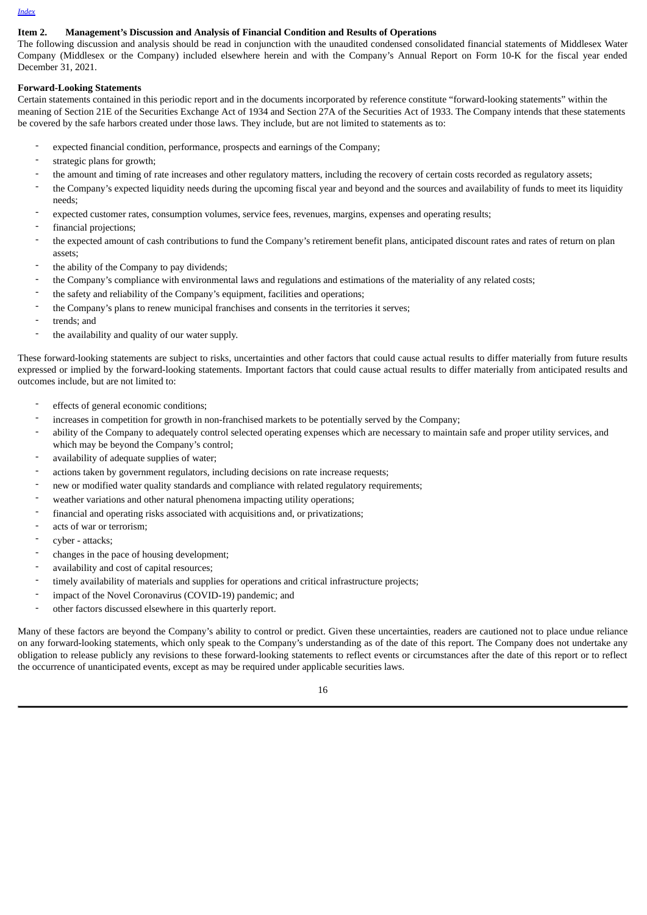## Item 2. Management's Discussion and Analysis of Financial Condition and Results of Operations

The following discussion and analysis should be read in conjunction with the unaudited condensed consolidated financial statements of Middlesex Water Company (Middlesex or the Company) included elsewhere herein and with the Company's Annual Report on Form 10-K for the fiscal year ended December 31, 2021.

**Forward-Looking Statements**

Certain statements contained in this periodic report and in the documents incorporated by reference constitute "forward-looking statements" within the meaning of Section 21E of the Securities Exchange Act of 1934 and Section 27A of the Securities Act of 1933. The Company intends that these statements be covered by the safe harbors created under those laws. They include, but are not limited to statements as to:

- expected financial condition, performance, prospects and earnings of the Company;
- strategic plans for growth;
- the amount and timing of rate increases and other regulatory matters, including the recovery of certain costs recorded as regulatory assets;
- the Company's expected liquidity needs during the upcoming fiscal year and beyond and the sources and availability of funds to meet its liquidity needs;
- expected customer rates, consumption volumes, service fees, revenues, margins, expenses and operating results;
- financial projections;
- the expected amount of cash contributions to fund the Company's retirement benefit plans, anticipated discount rates and rates of return on plan assets;
- the ability of the Company to pay dividends;
- the Company's compliance with environmental laws and regulations and estimations of the materiality of any related costs;
- the safety and reliability of the Company's equipment, facilities and operations;
- the Company's plans to renew municipal franchises and consents in the territories it serves;
- trends; and
- the availability and quality of our water supply.

These forward-looking statements are subject to risks, uncertainties and other factors that could cause actual results to differ materially from future results expressed or implied by the forward-looking statements. Important factors that could cause actual results to differ materially from anticipated results and outcomes include, but are not limited to:

- effects of general economic conditions;
- increases in competition for growth in non-franchised markets to be potentially served by the Company;
- ability of the Company to adequately control selected operating expenses which are necessary to maintain safe and proper utility services, and which may be beyond the Company's control;
- availability of adequate supplies of water;
- actions taken by government regulators, including decisions on rate increase requests;
- new or modified water quality standards and compliance with related regulatory requirements;
- weather variations and other natural phenomena impacting utility operations;
- financial and operating risks associated with acquisitions and, or privatizations;
- acts of war or terrorism;
- cyber - attacks;
- changes in the pace of housing development;
- availability and cost of capital resources;
- timely availability of materials and supplies for operations and critical infrastructure projects;
- impact of the Novel Coronavirus (COVID-19) pandemic; and
- other factors discussed elsewhere in this quarterly report.

Many of these factors are beyond the Company's ability to control or predict. Given these uncertainties, readers are cautioned not to place undue reliance on any forward-looking statements, which only speak to the Company's understanding as of the date of this report. The Company does not undertake any obligation to release publicly any revisions to these forward-looking statements to reflect events or circumstances after the date of this report or to reflect the occurrence of unanticipated events, except as may be required under applicable securities laws.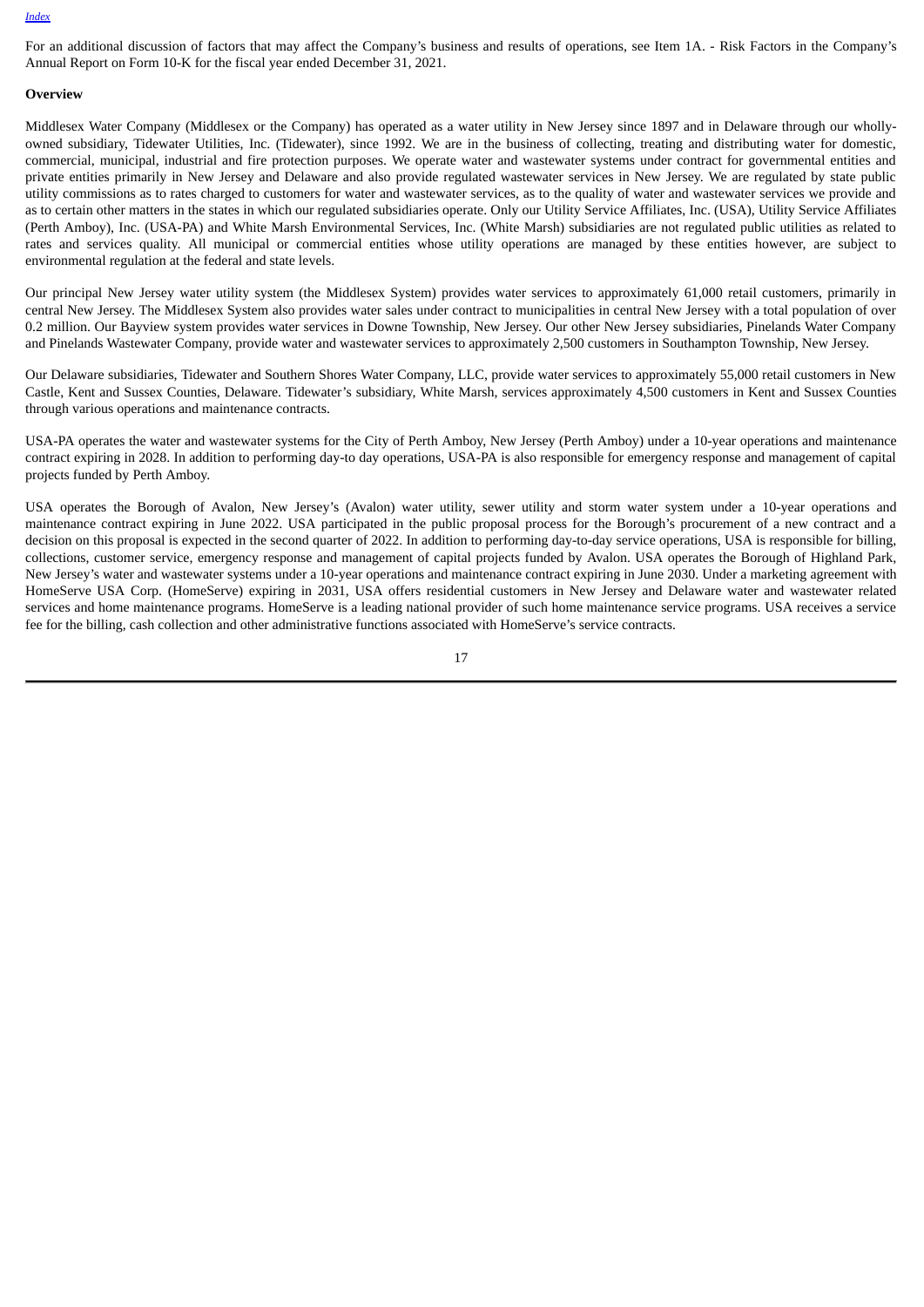For an additional discussion of factors that may affect the Company's business and results of operations, see Item 1A. - Risk Factors in the Company's Annual Report on Form 10-K for the fiscal year ended December 31, 2021.

**Overview**

Middlesex Water Company (Middlesex or the Company) has operated as a water utility in New Jersey since 1897 and in Delaware through our wholly-owned subsidiary, Tidewater Utilities, Inc. (Tidewater), since 1992. We are in the business of collecting, treating and distributing water for domestic, commercial, municipal, industrial and fire protection purposes. We operate water and wastewater systems under contract for governmental entities and private entities primarily in New Jersey and Delaware and also provide regulated wastewater services in New Jersey. We are regulated by state public utility commissions as to rates charged to customers for water and wastewater services, as to the quality of water and wastewater services we provide and as to certain other matters in the states in which our regulated subsidiaries operate. Only our Utility Service Affiliates, Inc. (USA), Utility Service Affiliates (Perth Amboy), Inc. (USA-PA) and White Marsh Environmental Services, Inc. (White Marsh) subsidiaries are not regulated public utilities as related to rates and services quality. All municipal or commercial entities whose utility operations are managed by these entities however, are subject to environmental regulation at the federal and state levels.

Our principal New Jersey water utility system (the Middlesex System) provides water services to approximately 61,000 retail customers, primarily in central New Jersey. The Middlesex System also provides water sales under contract to municipalities in central New Jersey with a total population of over 0.2 million. Our Bayview system provides water services in Downe Township, New Jersey. Our other New Jersey subsidiaries, Pinelands Water Company and Pinelands Wastewater Company, provide water and wastewater services to approximately 2,500 customers in Southampton Township, New Jersey.

Our Delaware subsidiaries, Tidewater and Southern Shores Water Company, LLC, provide water services to approximately 55,000 retail customers in New Castle, Kent and Sussex Counties, Delaware. Tidewater's subsidiary, White Marsh, services approximately 4,500 customers in Kent and Sussex Counties through various operations and maintenance contracts.

USA-PA operates the water and wastewater systems for the City of Perth Amboy, New Jersey (Perth Amboy) under a 10-year operations and maintenance contract expiring in 2028. In addition to performing day-to day operations, USA-PA is also responsible for emergency response and management of capital projects funded by Perth Amboy.

USA operates the Borough of Avalon, New Jersey's (Avalon) water utility, sewer utility and storm water system under a 10-year operations and maintenance contract expiring in June 2022. USA participated in the public proposal process for the Borough's procurement of a new contract and a decision on this proposal is expected in the second quarter of 2022. In addition to performing day-to-day service operations, USA is responsible for billing, collections, customer service, emergency response and management of capital projects funded by Avalon. USA operates the Borough of Highland Park, New Jersey's water and wastewater systems under a 10-year operations and maintenance contract expiring in June 2030. Under a marketing agreement with HomeServe USA Corp. (HomeServe) expiring in 2031, USA offers residential customers in New Jersey and Delaware water and wastewater related services and home maintenance programs. HomeServe is a leading national provider of such home maintenance service programs. USA receives a service fee for the billing, cash collection and other administrative functions associated with HomeServe's service contracts.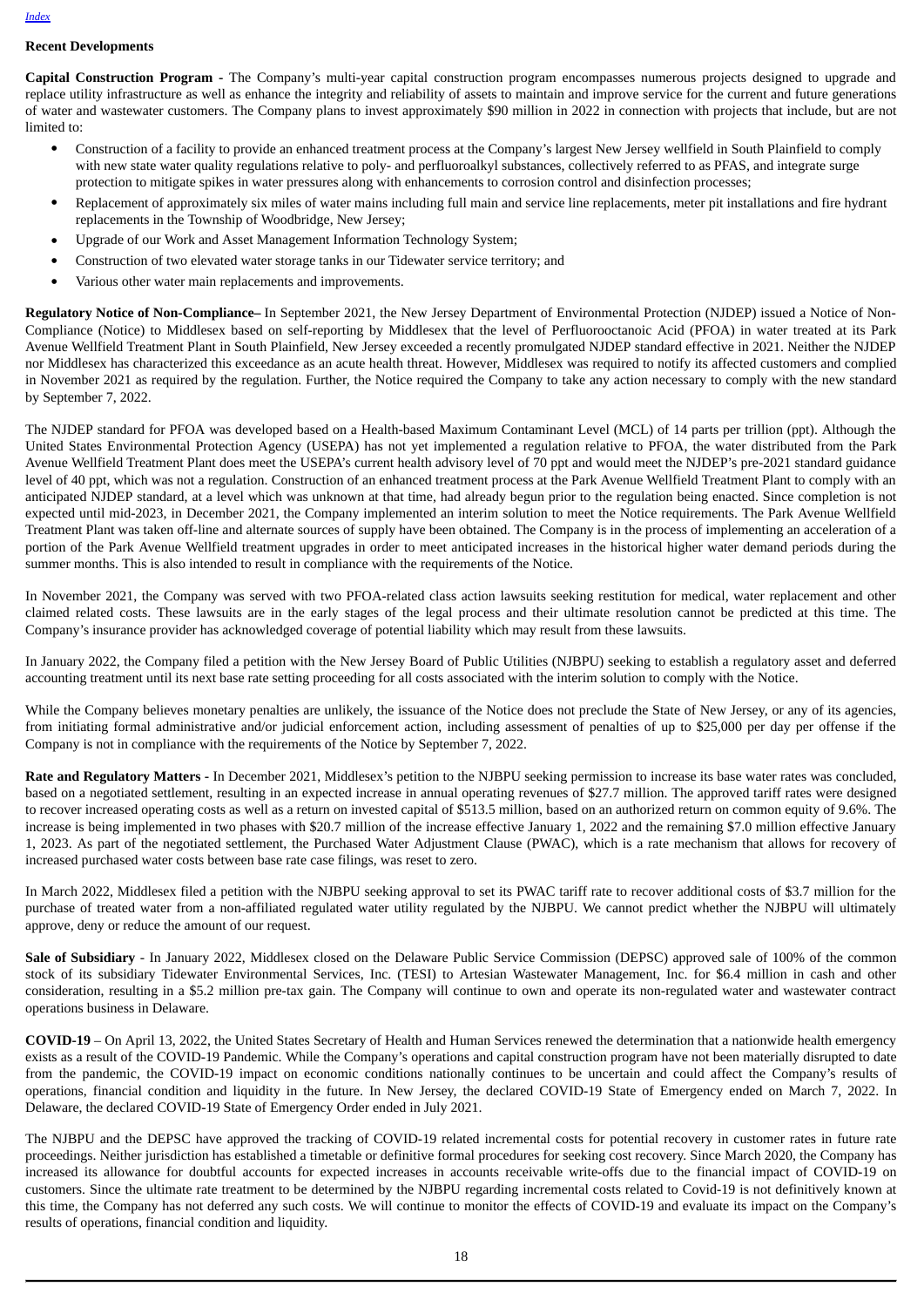## Recent Developments

**Capital Construction Program -** The Company's multi-year capital construction program encompasses numerous projects designed to upgrade and replace utility infrastructure as well as enhance the integrity and reliability of assets to maintain and improve service for the current and future generations of water and wastewater customers. The Company plans to invest approximately $90 million in 2022 in connection with projects that include, but are not limited to:

- Construction of a facility to provide an enhanced treatment process at the Company's largest New Jersey wellfield in South Plainfield to comply with new state water quality regulations relative to poly- and perfluoroalkyl substances, collectively referred to as PFAS, and integrate surge protection to mitigate spikes in water pressures along with enhancements to corrosion control and disinfection processes;
- Replacement of approximately six miles of water mains including full main and service line replacements, meter pit installations and fire hydrant replacements in the Township of Woodbridge, New Jersey;
- Upgrade of our Work and Asset Management Information Technology System;
- Construction of two elevated water storage tanks in our Tidewater service territory; and
- Various other water main replacements and improvements.

**Regulatory Notice of Non-Compliance–** In September 2021, the New Jersey Department of Environmental Protection (NJDEP) issued a Notice of Non-Compliance (Notice) to Middlesex based on self-reporting by Middlesex that the level of Perfluorooctanoic Acid (PFOA) in water treated at its Park Avenue Wellfield Treatment Plant in South Plainfield, New Jersey exceeded a recently promulgated NJDEP standard effective in 2021. Neither the NJDEP nor Middlesex has characterized this exceedance as an acute health threat. However, Middlesex was required to notify its affected customers and complied in November 2021 as required by the regulation. Further, the Notice required the Company to take any action necessary to comply with the new standard by September 7, 2022.

The NJDEP standard for PFOA was developed based on a Health-based Maximum Contaminant Level (MCL) of 14 parts per trillion (ppt). Although the United States Environmental Protection Agency (USEPA) has not yet implemented a regulation relative to PFOA, the water distributed from the Park Avenue Wellfield Treatment Plant does meet the USEPA's current health advisory level of 70 ppt and would meet the NJDEP's pre-2021 standard guidance level of 40 ppt, which was not a regulation. Construction of an enhanced treatment process at the Park Avenue Wellfield Treatment Plant to comply with an anticipated NJDEP standard, at a level which was unknown at that time, had already begun prior to the regulation being enacted. Since completion is not expected until mid-2023, in December 2021, the Company implemented an interim solution to meet the Notice requirements. The Park Avenue Wellfield Treatment Plant was taken off-line and alternate sources of supply have been obtained. The Company is in the process of implementing an acceleration of a portion of the Park Avenue Wellfield treatment upgrades in order to meet anticipated increases in the historical higher water demand periods during the summer months. This is also intended to result in compliance with the requirements of the Notice.

In November 2021, the Company was served with two PFOA-related class action lawsuits seeking restitution for medical, water replacement and other claimed related costs. These lawsuits are in the early stages of the legal process and their ultimate resolution cannot be predicted at this time. The Company's insurance provider has acknowledged coverage of potential liability which may result from these lawsuits.

In January 2022, the Company filed a petition with the New Jersey Board of Public Utilities (NJBPU) seeking to establish a regulatory asset and deferred accounting treatment until its next base rate setting proceeding for all costs associated with the interim solution to comply with the Notice.

While the Company believes monetary penalties are unlikely, the issuance of the Notice does not preclude the State of New Jersey, or any of its agencies, from initiating formal administrative and/or judicial enforcement action, including assessment of penalties of up to $25,000 per day per offense if the Company is not in compliance with the requirements of the Notice by September 7, 2022.

**Rate and Regulatory Matters -** In December 2021, Middlesex's petition to the NJBPU seeking permission to increase its base water rates was concluded, based on a negotiated settlement, resulting in an expected increase in annual operating revenues of $27.7 million. The approved tariff rates were designed to recover increased operating costs as well as a return on invested capital of $513.5 million, based on an authorized return on common equity of 9.6%. The increase is being implemented in two phases with $20.7 million of the increase effective January 1, 2022 and the remaining $7.0 million effective January 1, 2023. As part of the negotiated settlement, the Purchased Water Adjustment Clause (PWAC), which is a rate mechanism that allows for recovery of increased purchased water costs between base rate case filings, was reset to zero.

In March 2022, Middlesex filed a petition with the NJBPU seeking approval to set its PWAC tariff rate to recover additional costs of $3.7 million for the purchase of treated water from a non-affiliated regulated water utility regulated by the NJBPU. We cannot predict whether the NJBPU will ultimately approve, deny or reduce the amount of our request.

**Sale of Subsidiary** - In January 2022, Middlesex closed on the Delaware Public Service Commission (DEPSC) approved sale of 100% of the common stock of its subsidiary Tidewater Environmental Services, Inc. (TESI) to Artesian Wastewater Management, Inc. for $6.4 million in cash and other consideration, resulting in a $5.2 million pre-tax gain. The Company will continue to own and operate its non-regulated water and wastewater contract operations business in Delaware.

**COVID-19** – On April 13, 2022, the United States Secretary of Health and Human Services renewed the determination that a nationwide health emergency exists as a result of the COVID-19 Pandemic. While the Company's operations and capital construction program have not been materially disrupted to date from the pandemic, the COVID-19 impact on economic conditions nationally continues to be uncertain and could affect the Company's results of operations, financial condition and liquidity in the future. In New Jersey, the declared COVID-19 State of Emergency ended on March 7, 2022. In Delaware, the declared COVID-19 State of Emergency Order ended in July 2021.

The NJBPU and the DEPSC have approved the tracking of COVID-19 related incremental costs for potential recovery in customer rates in future rate proceedings. Neither jurisdiction has established a timetable or definitive formal procedures for seeking cost recovery. Since March 2020, the Company has increased its allowance for doubtful accounts for expected increases in accounts receivable write-offs due to the financial impact of COVID-19 on customers. Since the ultimate rate treatment to be determined by the NJBPU regarding incremental costs related to Covid-19 is not definitively known at this time, the Company has not deferred any such costs. We will continue to monitor the effects of COVID-19 and evaluate its impact on the Company's results of operations, financial condition and liquidity.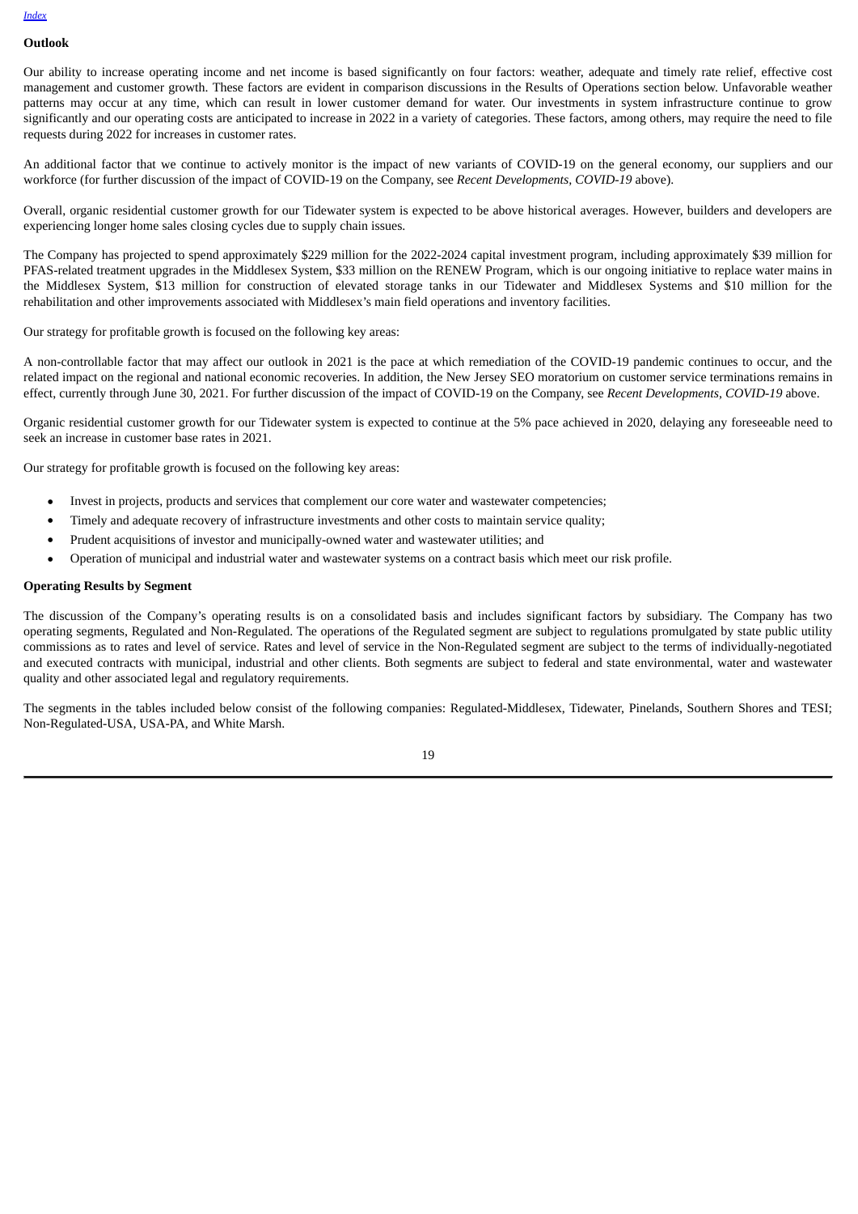## Outlook

Our ability to increase operating income and net income is based significantly on four factors: weather, adequate and timely rate relief, effective cost management and customer growth. These factors are evident in comparison discussions in the Results of Operations section below. Unfavorable weather patterns may occur at any time, which can result in lower customer demand for water. Our investments in system infrastructure continue to grow significantly and our operating costs are anticipated to increase in 2022 in a variety of categories. These factors, among others, may require the need to file requests during 2022 for increases in customer rates.

An additional factor that we continue to actively monitor is the impact of new variants of COVID-19 on the general economy, our suppliers and our workforce (for further discussion of the impact of COVID-19 on the Company, see *Recent Developments, COVID-19* above).

Overall, organic residential customer growth for our Tidewater system is expected to be above historical averages. However, builders and developers are experiencing longer home sales closing cycles due to supply chain issues.

The Company has projected to spend approximately $229 million for the 2022-2024 capital investment program, including approximately $39 million for PFAS-related treatment upgrades in the Middlesex System, $33 million on the RENEW Program, which is our ongoing initiative to replace water mains in the Middlesex System, $13 million for construction of elevated storage tanks in our Tidewater and Middlesex Systems and $10 million for the rehabilitation and other improvements associated with Middlesex's main field operations and inventory facilities.

Our strategy for profitable growth is focused on the following key areas:

A non-controllable factor that may affect our outlook in 2021 is the pace at which remediation of the COVID-19 pandemic continues to occur, and the related impact on the regional and national economic recoveries. In addition, the New Jersey SEO moratorium on customer service terminations remains in effect, currently through June 30, 2021. For further discussion of the impact of COVID-19 on the Company, see *Recent Developments, COVID-19* above.

Organic residential customer growth for our Tidewater system is expected to continue at the 5% pace achieved in 2020, delaying any foreseeable need to seek an increase in customer base rates in 2021.

Our strategy for profitable growth is focused on the following key areas:

- Invest in projects, products and services that complement our core water and wastewater competencies;
- Timely and adequate recovery of infrastructure investments and other costs to maintain service quality;
- Prudent acquisitions of investor and municipally-owned water and wastewater utilities; and
- Operation of municipal and industrial water and wastewater systems on a contract basis which meet our risk profile.

## Operating Results by Segment

The discussion of the Company's operating results is on a consolidated basis and includes significant factors by subsidiary. The Company has two operating segments, Regulated and Non-Regulated. The operations of the Regulated segment are subject to regulations promulgated by state public utility commissions as to rates and level of service. Rates and level of service in the Non-Regulated segment are subject to the terms of individually-negotiated and executed contracts with municipal, industrial and other clients. Both segments are subject to federal and state environmental, water and wastewater quality and other associated legal and regulatory requirements.

The segments in the tables included below consist of the following companies: Regulated-Middlesex, Tidewater, Pinelands, Southern Shores and TESI; Non-Regulated-USA, USA-PA, and White Marsh.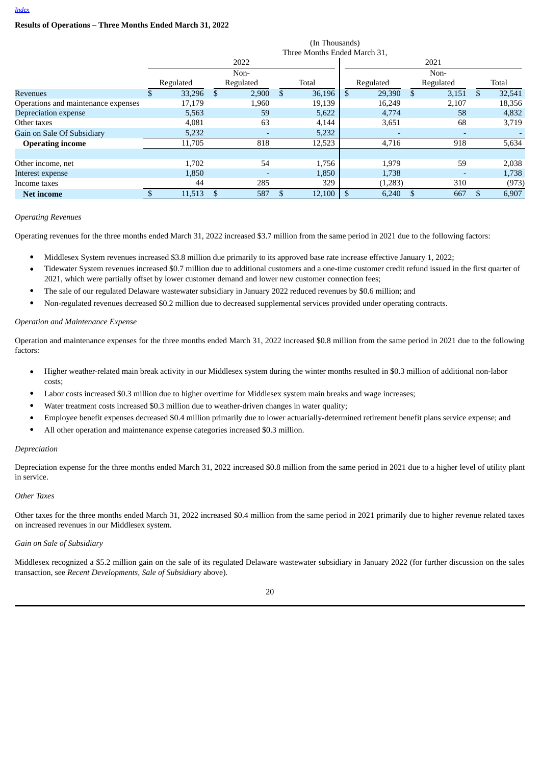[Index](#)

**Results of Operations – Three Months Ended March 31, 2022**

| | (In Thousands) Three Months Ended March 31, | | | | | |
|---|---|---|---|---|---|---|
| | 2022 | | | 2021 | | |
| | Regulated | Non-Regulated | Total | Regulated | Non-Regulated | Total |
| Revenues | $ 33,296 | $ 2,900 | $ 36,196 | $ 29,390 | $ 3,151 | $ 32,541 |
| Operations and maintenance expenses | 17,179 | 1,960 | 19,139 | 16,249 | 2,107 | 18,356 |
| Depreciation expense | 5,563 | 59 | 5,622 | 4,774 | 58 | 4,832 |
| Other taxes | 4,081 | 63 | 4,144 | 3,651 | 68 | 3,719 |
| Gain on Sale Of Subsidiary | 5,232 | - | 5,232 | - | - | - |
| **Operating income** | 11,705 | 818 | 12,523 | 4,716 | 918 | 5,634 |
| | | | | | | |
| Other income, net | 1,702 | 54 | 1,756 | 1,979 | 59 | 2,038 |
| Interest expense | 1,850 | - | 1,850 | 1,738 | - | 1,738 |
| Income taxes | 44 | 285 | 329 | (1,283) | 310 | (973) |
| **Net income** | $ 11,513 | $ 587 | $ 12,100 | $ 6,240 | $ 667 | $ 6,907 |

*Operating Revenues*

Operating revenues for the three months ended March 31, 2022 increased $3.7 million from the same period in 2021 due to the following factors:

- Middlesex System revenues increased $3.8 million due primarily to its approved base rate increase effective January 1, 2022;
- Tidewater System revenues increased $0.7 million due to additional customers and a one-time customer credit refund issued in the first quarter of 2021, which were partially offset by lower customer demand and lower new customer connection fees;
- The sale of our regulated Delaware wastewater subsidiary in January 2022 reduced revenues by $0.6 million; and
- Non-regulated revenues decreased $0.2 million due to decreased supplemental services provided under operating contracts.

*Operation and Maintenance Expense*

Operation and maintenance expenses for the three months ended March 31, 2022 increased $0.8 million from the same period in 2021 due to the following factors:

- Higher weather-related main break activity in our Middlesex system during the winter months resulted in $0.3 million of additional non-labor costs;
- Labor costs increased $0.3 million due to higher overtime for Middlesex system main breaks and wage increases;
- Water treatment costs increased $0.3 million due to weather-driven changes in water quality;
- Employee benefit expenses decreased $0.4 million primarily due to lower actuarially-determined retirement benefit plans service expense; and
- All other operation and maintenance expense categories increased $0.3 million.

*Depreciation*

Depreciation expense for the three months ended March 31, 2022 increased $0.8 million from the same period in 2021 due to a higher level of utility plant in service.

*Other Taxes*

Other taxes for the three months ended March 31, 2022 increased $0.4 million from the same period in 2021 primarily due to higher revenue related taxes on increased revenues in our Middlesex system.

*Gain on Sale of Subsidiary*

Middlesex recognized a $5.2 million gain on the sale of its regulated Delaware wastewater subsidiary in January 2022 (for further discussion on the sales transaction, see *Recent Developments, Sale of Subsidiary* above).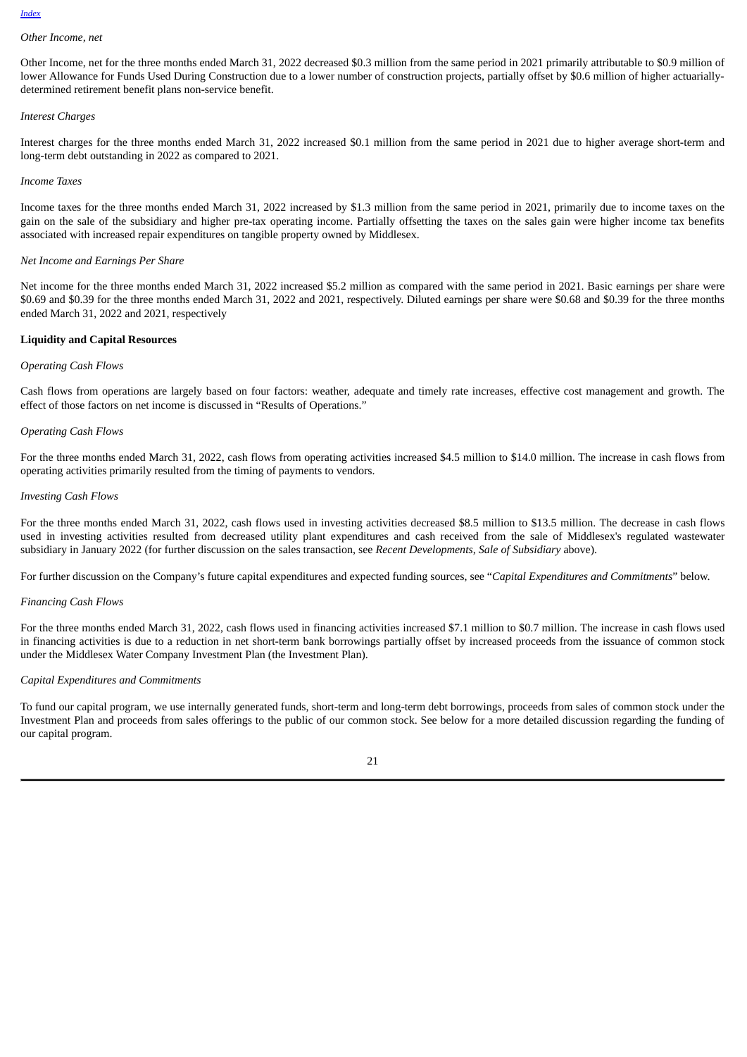*Other Income, net*

Other Income, net for the three months ended March 31, 2022 decreased $0.3 million from the same period in 2021 primarily attributable to $0.9 million of lower Allowance for Funds Used During Construction due to a lower number of construction projects, partially offset by $0.6 million of higher actuarially-determined retirement benefit plans non-service benefit.

*Interest Charges*

Interest charges for the three months ended March 31, 2022 increased $0.1 million from the same period in 2021 due to higher average short-term and long-term debt outstanding in 2022 as compared to 2021.

*Income Taxes*

Income taxes for the three months ended March 31, 2022 increased by $1.3 million from the same period in 2021, primarily due to income taxes on the gain on the sale of the subsidiary and higher pre-tax operating income. Partially offsetting the taxes on the sales gain were higher income tax benefits associated with increased repair expenditures on tangible property owned by Middlesex.

*Net Income and Earnings Per Share*

Net income for the three months ended March 31, 2022 increased $5.2 million as compared with the same period in 2021. Basic earnings per share were $0.69 and $0.39 for the three months ended March 31, 2022 and 2021, respectively. Diluted earnings per share were $0.68 and $0.39 for the three months ended March 31, 2022 and 2021, respectively

**Liquidity and Capital Resources**

*Operating Cash Flows*

Cash flows from operations are largely based on four factors: weather, adequate and timely rate increases, effective cost management and growth. The effect of those factors on net income is discussed in "Results of Operations."

*Operating Cash Flows*

For the three months ended March 31, 2022, cash flows from operating activities increased $4.5 million to $14.0 million. The increase in cash flows from operating activities primarily resulted from the timing of payments to vendors.

*Investing Cash Flows*

For the three months ended March 31, 2022, cash flows used in investing activities decreased $8.5 million to $13.5 million. The decrease in cash flows used in investing activities resulted from decreased utility plant expenditures and cash received from the sale of Middlesex's regulated wastewater subsidiary in January 2022 (for further discussion on the sales transaction, see *Recent Developments, Sale of Subsidiary* above).

For further discussion on the Company's future capital expenditures and expected funding sources, see "*Capital Expenditures and Commitments*" below.

*Financing Cash Flows*

For the three months ended March 31, 2022, cash flows used in financing activities increased $7.1 million to $0.7 million. The increase in cash flows used in financing activities is due to a reduction in net short-term bank borrowings partially offset by increased proceeds from the issuance of common stock under the Middlesex Water Company Investment Plan (the Investment Plan).

*Capital Expenditures and Commitments*

To fund our capital program, we use internally generated funds, short-term and long-term debt borrowings, proceeds from sales of common stock under the Investment Plan and proceeds from sales offerings to the public of our common stock. See below for a more detailed discussion regarding the funding of our capital program.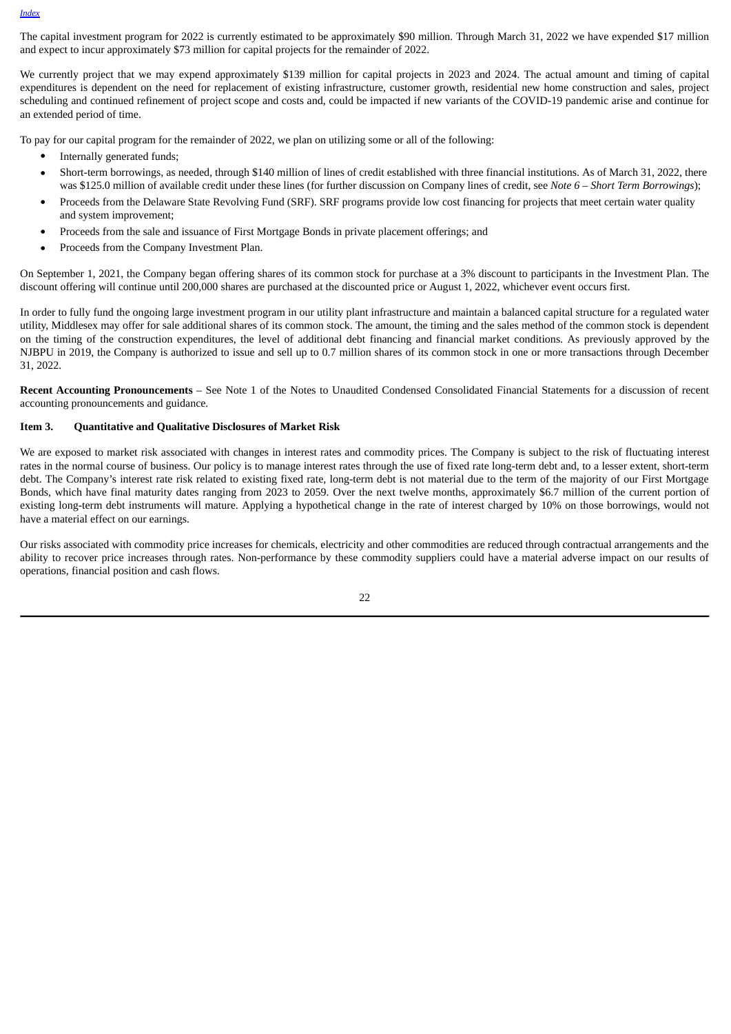The capital investment program for 2022 is currently estimated to be approximately $90 million. Through March 31, 2022 we have expended $17 million and expect to incur approximately $73 million for capital projects for the remainder of 2022.

We currently project that we may expend approximately $139 million for capital projects in 2023 and 2024. The actual amount and timing of capital expenditures is dependent on the need for replacement of existing infrastructure, customer growth, residential new home construction and sales, project scheduling and continued refinement of project scope and costs and, could be impacted if new variants of the COVID-19 pandemic arise and continue for an extended period of time.

To pay for our capital program for the remainder of 2022, we plan on utilizing some or all of the following:

- Internally generated funds;
- Short-term borrowings, as needed, through $140 million of lines of credit established with three financial institutions. As of March 31, 2022, there was $125.0 million of available credit under these lines (for further discussion on Company lines of credit, see *Note 6 – Short Term Borrowings*);
- Proceeds from the Delaware State Revolving Fund (SRF). SRF programs provide low cost financing for projects that meet certain water quality and system improvement;
- Proceeds from the sale and issuance of First Mortgage Bonds in private placement offerings; and
- Proceeds from the Company Investment Plan.

On September 1, 2021, the Company began offering shares of its common stock for purchase at a 3% discount to participants in the Investment Plan. The discount offering will continue until 200,000 shares are purchased at the discounted price or August 1, 2022, whichever event occurs first.

In order to fully fund the ongoing large investment program in our utility plant infrastructure and maintain a balanced capital structure for a regulated water utility, Middlesex may offer for sale additional shares of its common stock. The amount, the timing and the sales method of the common stock is dependent on the timing of the construction expenditures, the level of additional debt financing and financial market conditions. As previously approved by the NJBPU in 2019, the Company is authorized to issue and sell up to 0.7 million shares of its common stock in one or more transactions through December 31, 2022.

**Recent Accounting Pronouncements** – See Note 1 of the Notes to Unaudited Condensed Consolidated Financial Statements for a discussion of recent accounting pronouncements and guidance.

## Item 3. Quantitative and Qualitative Disclosures of Market Risk

We are exposed to market risk associated with changes in interest rates and commodity prices. The Company is subject to the risk of fluctuating interest rates in the normal course of business. Our policy is to manage interest rates through the use of fixed rate long-term debt and, to a lesser extent, short-term debt. The Company's interest rate risk related to existing fixed rate, long-term debt is not material due to the term of the majority of our First Mortgage Bonds, which have final maturity dates ranging from 2023 to 2059. Over the next twelve months, approximately $6.7 million of the current portion of existing long-term debt instruments will mature. Applying a hypothetical change in the rate of interest charged by 10% on those borrowings, would not have a material effect on our earnings.

Our risks associated with commodity price increases for chemicals, electricity and other commodities are reduced through contractual arrangements and the ability to recover price increases through rates. Non-performance by these commodity suppliers could have a material adverse impact on our results of operations, financial position and cash flows.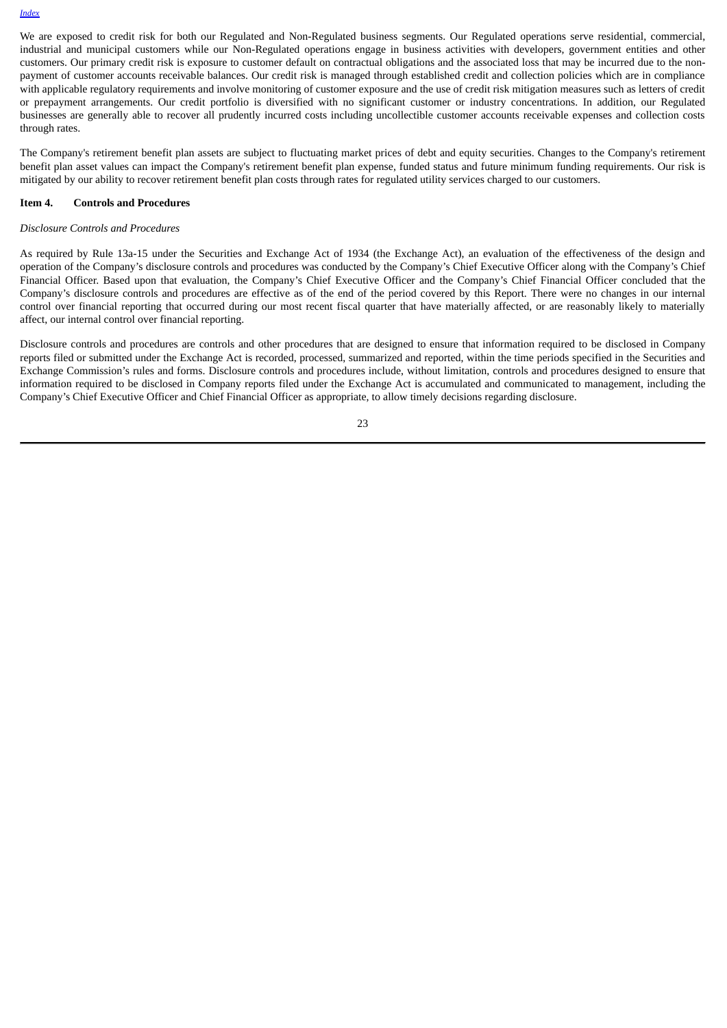We are exposed to credit risk for both our Regulated and Non-Regulated business segments. Our Regulated operations serve residential, commercial, industrial and municipal customers while our Non-Regulated operations engage in business activities with developers, government entities and other customers. Our primary credit risk is exposure to customer default on contractual obligations and the associated loss that may be incurred due to the non-payment of customer accounts receivable balances. Our credit risk is managed through established credit and collection policies which are in compliance with applicable regulatory requirements and involve monitoring of customer exposure and the use of credit risk mitigation measures such as letters of credit or prepayment arrangements. Our credit portfolio is diversified with no significant customer or industry concentrations. In addition, our Regulated businesses are generally able to recover all prudently incurred costs including uncollectible customer accounts receivable expenses and collection costs through rates.

The Company's retirement benefit plan assets are subject to fluctuating market prices of debt and equity securities. Changes to the Company's retirement benefit plan asset values can impact the Company's retirement benefit plan expense, funded status and future minimum funding requirements. Our risk is mitigated by our ability to recover retirement benefit plan costs through rates for regulated utility services charged to our customers.

## Item 4. Controls and Procedures

*Disclosure Controls and Procedures*

As required by Rule 13a-15 under the Securities and Exchange Act of 1934 (the Exchange Act), an evaluation of the effectiveness of the design and operation of the Company's disclosure controls and procedures was conducted by the Company's Chief Executive Officer along with the Company's Chief Financial Officer. Based upon that evaluation, the Company's Chief Executive Officer and the Company's Chief Financial Officer concluded that the Company's disclosure controls and procedures are effective as of the end of the period covered by this Report. There were no changes in our internal control over financial reporting that occurred during our most recent fiscal quarter that have materially affected, or are reasonably likely to materially affect, our internal control over financial reporting.

Disclosure controls and procedures are controls and other procedures that are designed to ensure that information required to be disclosed in Company reports filed or submitted under the Exchange Act is recorded, processed, summarized and reported, within the time periods specified in the Securities and Exchange Commission's rules and forms. Disclosure controls and procedures include, without limitation, controls and procedures designed to ensure that information required to be disclosed in Company reports filed under the Exchange Act is accumulated and communicated to management, including the Company's Chief Executive Officer and Chief Financial Officer as appropriate, to allow timely decisions regarding disclosure.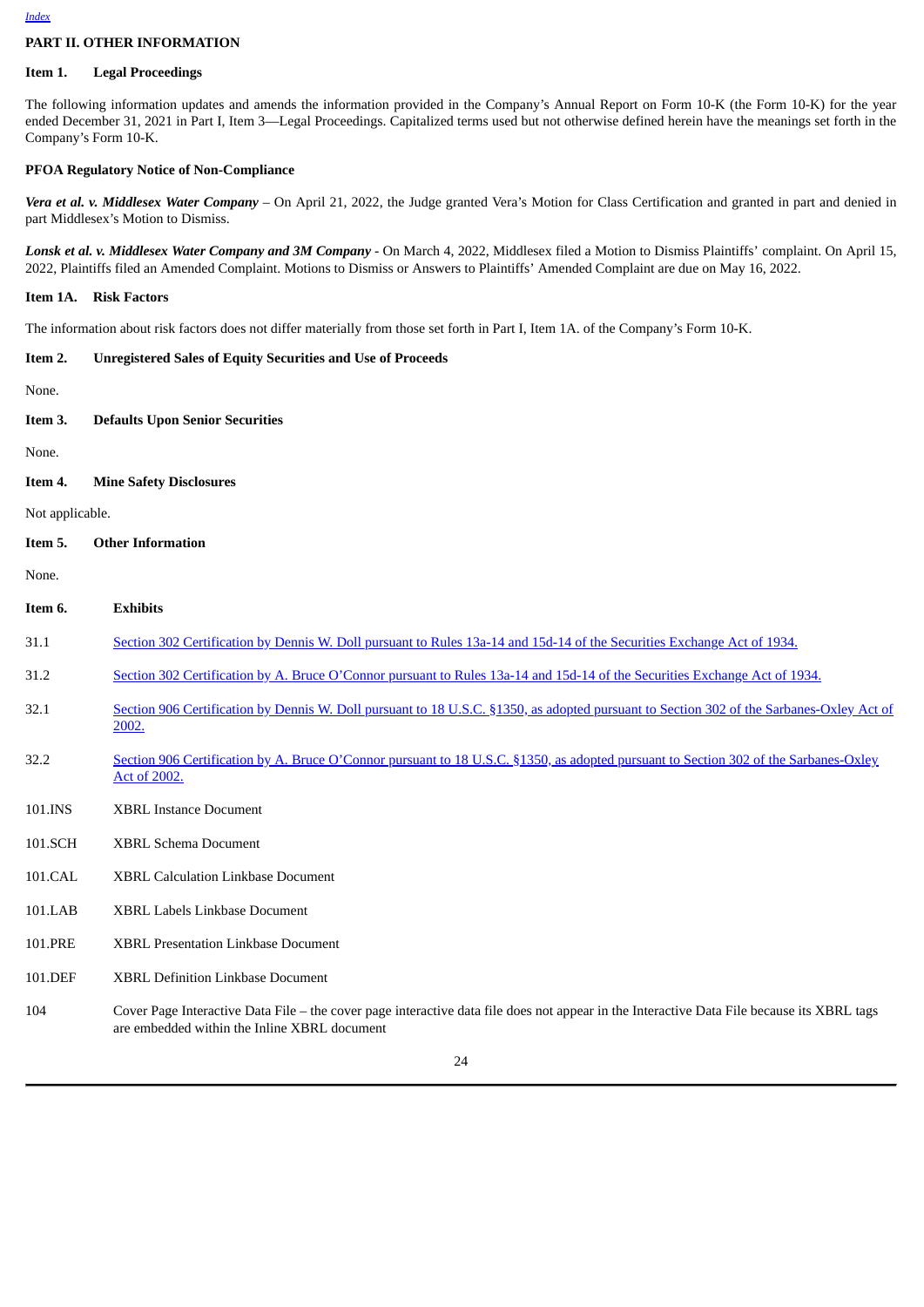## PART II. OTHER INFORMATION

### Item 1. Legal Proceedings

The following information updates and amends the information provided in the Company's Annual Report on Form 10-K (the Form 10-K) for the year ended December 31, 2021 in Part I, Item 3—Legal Proceedings. Capitalized terms used but not otherwise defined herein have the meanings set forth in the Company's Form 10-K.

**PFOA Regulatory Notice of Non-Compliance**

***Vera et al. v. Middlesex Water Company*** – On April 21, 2022, the Judge granted Vera's Motion for Class Certification and granted in part and denied in part Middlesex's Motion to Dismiss.

***Lonsk et al. v. Middlesex Water Company and 3M Company*** - On March 4, 2022, Middlesex filed a Motion to Dismiss Plaintiffs' complaint. On April 15, 2022, Plaintiffs filed an Amended Complaint. Motions to Dismiss or Answers to Plaintiffs' Amended Complaint are due on May 16, 2022.

### Item 1A. Risk Factors

The information about risk factors does not differ materially from those set forth in Part I, Item 1A. of the Company's Form 10-K.

### Item 2. Unregistered Sales of Equity Securities and Use of Proceeds

None.

### Item 3. Defaults Upon Senior Securities

None.

### Item 4. Mine Safety Disclosures

Not applicable.

### Item 5. Other Information

None.

### Item 6. Exhibits

| | |
|---|---|
| 31.1 | Section 302 Certification by Dennis W. Doll pursuant to Rules 13a-14 and 15d-14 of the Securities Exchange Act of 1934. |
| 31.2 | Section 302 Certification by A. Bruce O'Connor pursuant to Rules 13a-14 and 15d-14 of the Securities Exchange Act of 1934. |
| 32.1 | Section 906 Certification by Dennis W. Doll pursuant to 18 U.S.C. §1350, as adopted pursuant to Section 302 of the Sarbanes-Oxley Act of 2002. |
| 32.2 | Section 906 Certification by A. Bruce O'Connor pursuant to 18 U.S.C. §1350, as adopted pursuant to Section 302 of the Sarbanes-Oxley Act of 2002. |
| 101.INS | XBRL Instance Document |
| 101.SCH | XBRL Schema Document |
| 101.CAL | XBRL Calculation Linkbase Document |
| 101.LAB | XBRL Labels Linkbase Document |
| 101.PRE | XBRL Presentation Linkbase Document |
| 101.DEF | XBRL Definition Linkbase Document |
| 104 | Cover Page Interactive Data File – the cover page interactive data file does not appear in the Interactive Data File because its XBRL tags are embedded within the Inline XBRL document |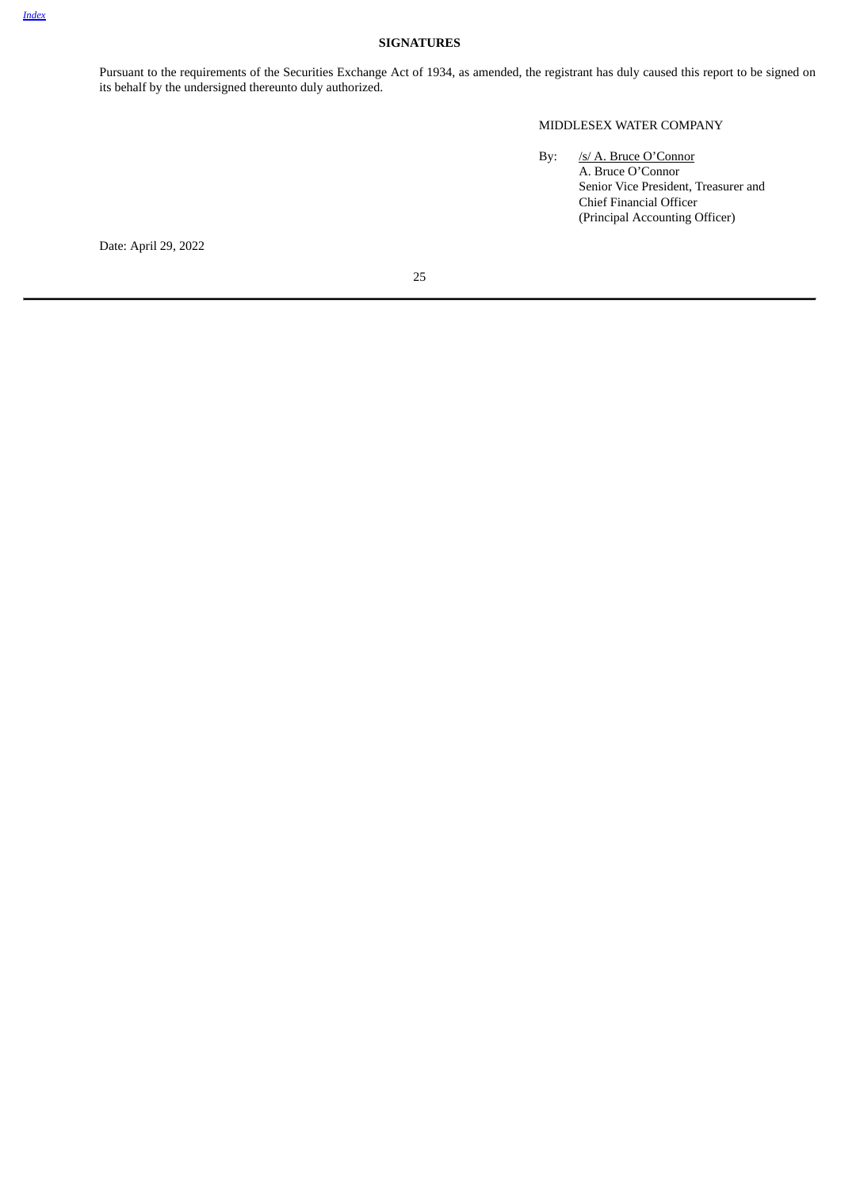## SIGNATURES

Pursuant to the requirements of the Securities Exchange Act of 1934, as amended, the registrant has duly caused this report to be signed on its behalf by the undersigned thereunto duly authorized.

MIDDLESEX WATER COMPANY

By: /s/ A. Bruce O'Connor
A. Bruce O'Connor
Senior Vice President, Treasurer and
Chief Financial Officer
(Principal Accounting Officer)

Date: April 29, 2022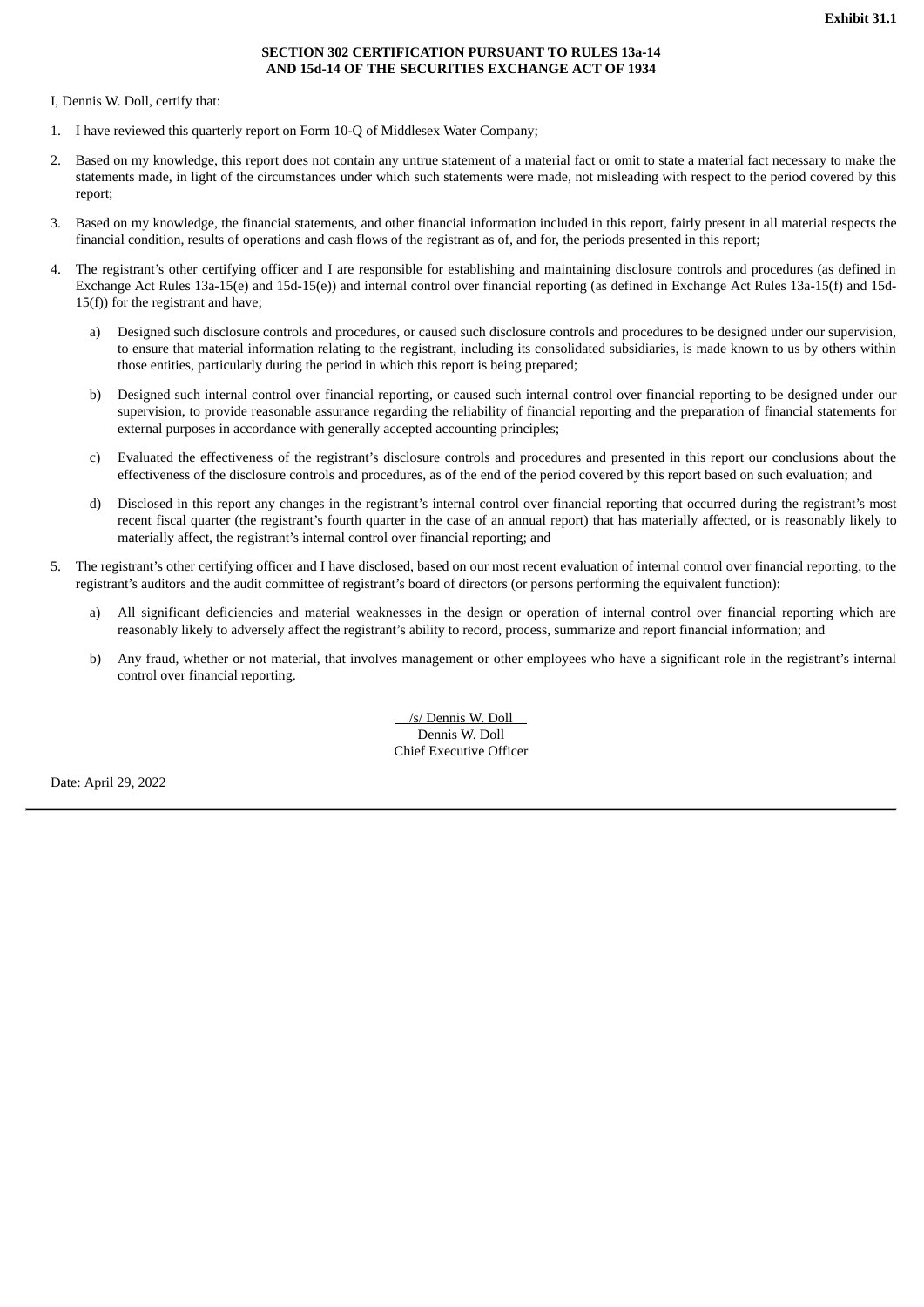**Exhibit 31.1**

**SECTION 302 CERTIFICATION PURSUANT TO RULES 13a-14 AND 15d-14 OF THE SECURITIES EXCHANGE ACT OF 1934**

I, Dennis W. Doll, certify that:

1. I have reviewed this quarterly report on Form 10-Q of Middlesex Water Company;

2. Based on my knowledge, this report does not contain any untrue statement of a material fact or omit to state a material fact necessary to make the statements made, in light of the circumstances under which such statements were made, not misleading with respect to the period covered by this report;

3. Based on my knowledge, the financial statements, and other financial information included in this report, fairly present in all material respects the financial condition, results of operations and cash flows of the registrant as of, and for, the periods presented in this report;

4. The registrant's other certifying officer and I are responsible for establishing and maintaining disclosure controls and procedures (as defined in Exchange Act Rules 13a-15(e) and 15d-15(e)) and internal control over financial reporting (as defined in Exchange Act Rules 13a-15(f) and 15d-15(f)) for the registrant and have;

   a) Designed such disclosure controls and procedures, or caused such disclosure controls and procedures to be designed under our supervision, to ensure that material information relating to the registrant, including its consolidated subsidiaries, is made known to us by others within those entities, particularly during the period in which this report is being prepared;

   b) Designed such internal control over financial reporting, or caused such internal control over financial reporting to be designed under our supervision, to provide reasonable assurance regarding the reliability of financial reporting and the preparation of financial statements for external purposes in accordance with generally accepted accounting principles;

   c) Evaluated the effectiveness of the registrant's disclosure controls and procedures and presented in this report our conclusions about the effectiveness of the disclosure controls and procedures, as of the end of the period covered by this report based on such evaluation; and

   d) Disclosed in this report any changes in the registrant's internal control over financial reporting that occurred during the registrant's most recent fiscal quarter (the registrant's fourth quarter in the case of an annual report) that has materially affected, or is reasonably likely to materially affect, the registrant's internal control over financial reporting; and

5. The registrant's other certifying officer and I have disclosed, based on our most recent evaluation of internal control over financial reporting, to the registrant's auditors and the audit committee of registrant's board of directors (or persons performing the equivalent function):

   a) All significant deficiencies and material weaknesses in the design or operation of internal control over financial reporting which are reasonably likely to adversely affect the registrant's ability to record, process, summarize and report financial information; and

   b) Any fraud, whether or not material, that involves management or other employees who have a significant role in the registrant's internal control over financial reporting.

/s/ Dennis W. Doll
Dennis W. Doll
Chief Executive Officer

Date: April 29, 2022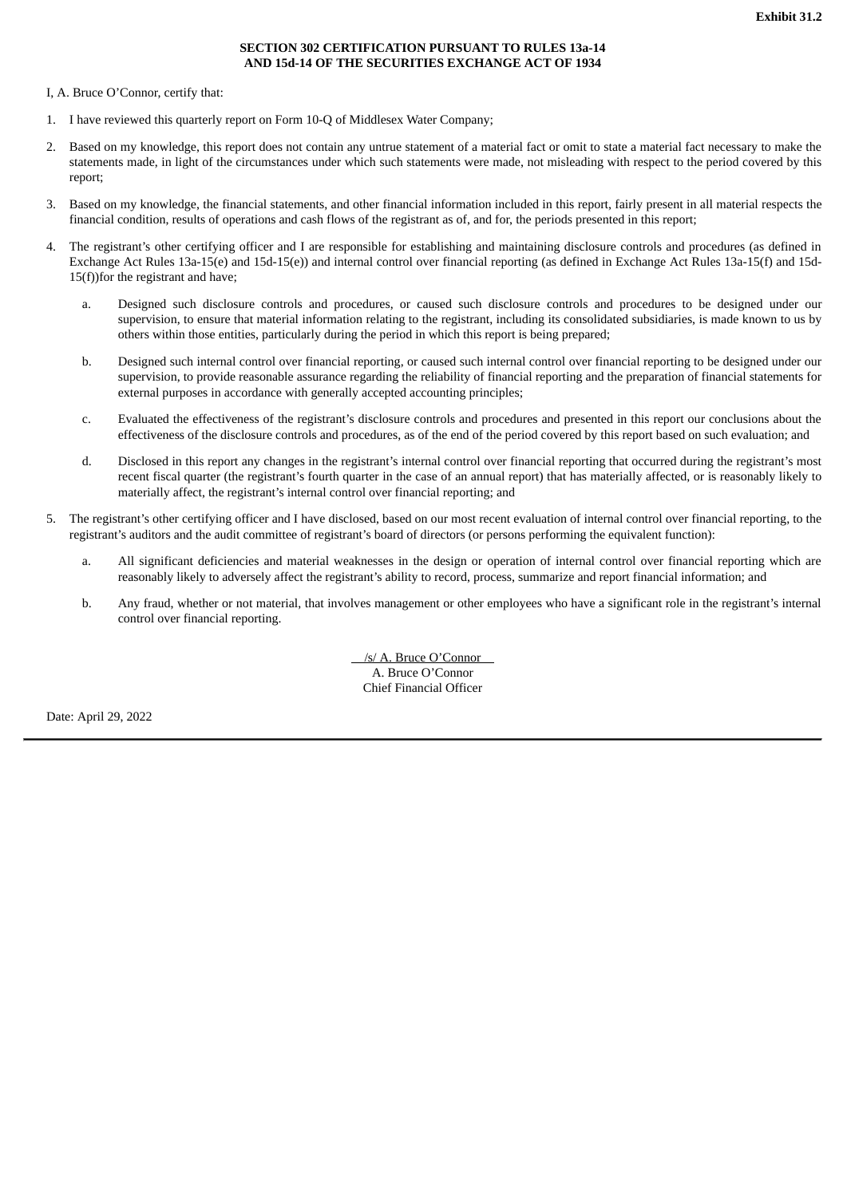**Exhibit 31.2**

**SECTION 302 CERTIFICATION PURSUANT TO RULES 13a-14 AND 15d-14 OF THE SECURITIES EXCHANGE ACT OF 1934**

I, A. Bruce O'Connor, certify that:

1. I have reviewed this quarterly report on Form 10-Q of Middlesex Water Company;

2. Based on my knowledge, this report does not contain any untrue statement of a material fact or omit to state a material fact necessary to make the statements made, in light of the circumstances under which such statements were made, not misleading with respect to the period covered by this report;

3. Based on my knowledge, the financial statements, and other financial information included in this report, fairly present in all material respects the financial condition, results of operations and cash flows of the registrant as of, and for, the periods presented in this report;

4. The registrant's other certifying officer and I are responsible for establishing and maintaining disclosure controls and procedures (as defined in Exchange Act Rules 13a-15(e) and 15d-15(e)) and internal control over financial reporting (as defined in Exchange Act Rules 13a-15(f) and 15d-15(f))for the registrant and have;

   a. Designed such disclosure controls and procedures, or caused such disclosure controls and procedures to be designed under our supervision, to ensure that material information relating to the registrant, including its consolidated subsidiaries, is made known to us by others within those entities, particularly during the period in which this report is being prepared;

   b. Designed such internal control over financial reporting, or caused such internal control over financial reporting to be designed under our supervision, to provide reasonable assurance regarding the reliability of financial reporting and the preparation of financial statements for external purposes in accordance with generally accepted accounting principles;

   c. Evaluated the effectiveness of the registrant's disclosure controls and procedures and presented in this report our conclusions about the effectiveness of the disclosure controls and procedures, as of the end of the period covered by this report based on such evaluation; and

   d. Disclosed in this report any changes in the registrant's internal control over financial reporting that occurred during the registrant's most recent fiscal quarter (the registrant's fourth quarter in the case of an annual report) that has materially affected, or is reasonably likely to materially affect, the registrant's internal control over financial reporting; and

5. The registrant's other certifying officer and I have disclosed, based on our most recent evaluation of internal control over financial reporting, to the registrant's auditors and the audit committee of registrant's board of directors (or persons performing the equivalent function):

   a. All significant deficiencies and material weaknesses in the design or operation of internal control over financial reporting which are reasonably likely to adversely affect the registrant's ability to record, process, summarize and report financial information; and

   b. Any fraud, whether or not material, that involves management or other employees who have a significant role in the registrant's internal control over financial reporting.

/s/ A. Bruce O'Connor
A. Bruce O'Connor
Chief Financial Officer

Date: April 29, 2022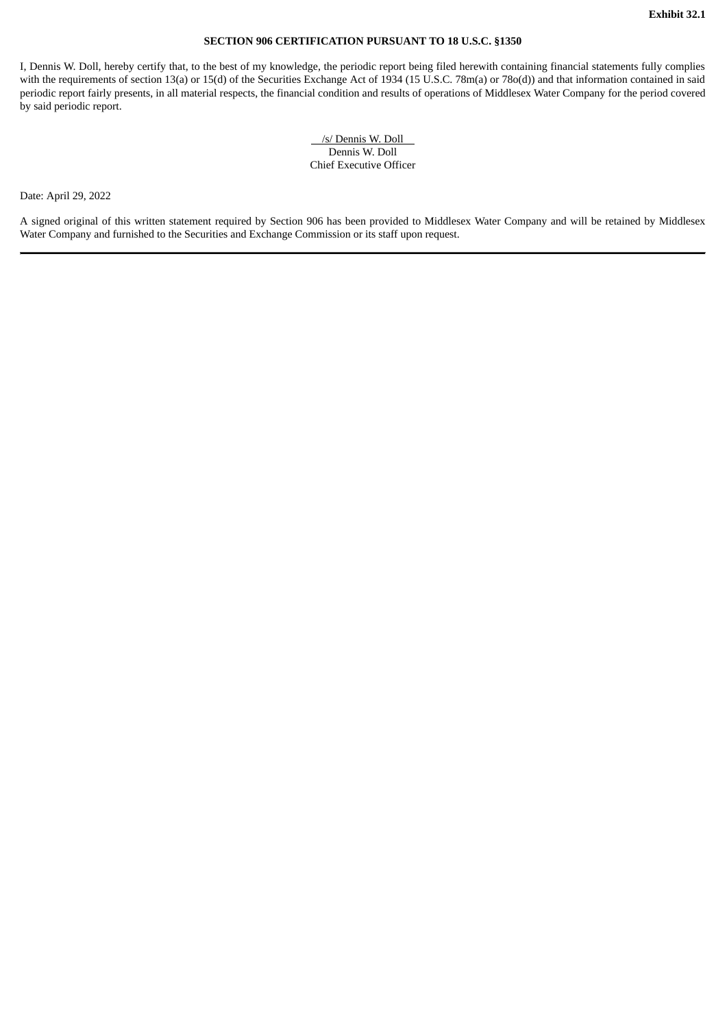**Exhibit 32.1**

**SECTION 906 CERTIFICATION PURSUANT TO 18 U.S.C. §1350**

I, Dennis W. Doll, hereby certify that, to the best of my knowledge, the periodic report being filed herewith containing financial statements fully complies with the requirements of section 13(a) or 15(d) of the Securities Exchange Act of 1934 (15 U.S.C. 78m(a) or 78o(d)) and that information contained in said periodic report fairly presents, in all material respects, the financial condition and results of operations of Middlesex Water Company for the period covered by said periodic report.

/s/ Dennis W. Doll
Dennis W. Doll
Chief Executive Officer

Date: April 29, 2022

A signed original of this written statement required by Section 906 has been provided to Middlesex Water Company and will be retained by Middlesex Water Company and furnished to the Securities and Exchange Commission or its staff upon request.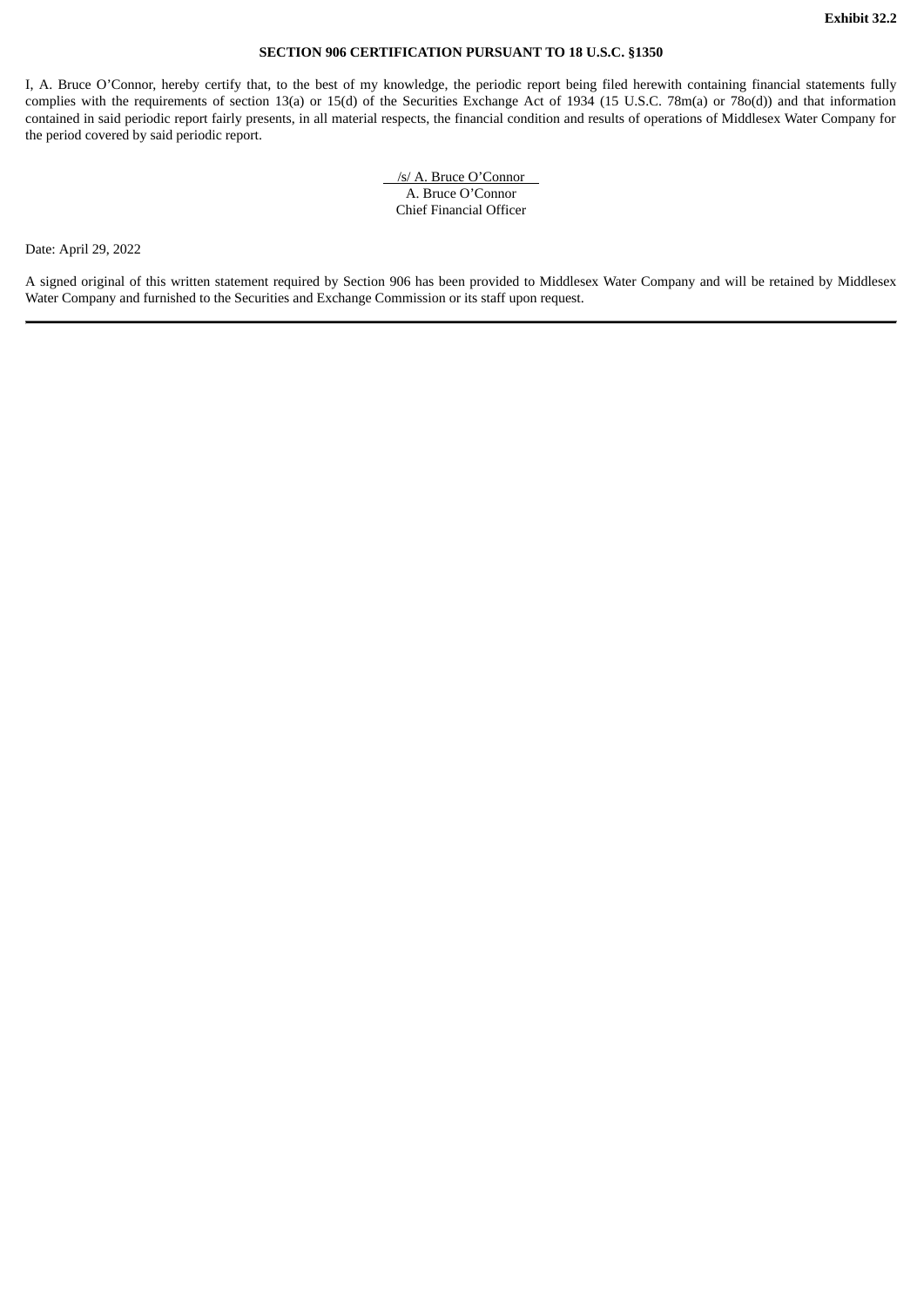**Exhibit 32.2**

**SECTION 906 CERTIFICATION PURSUANT TO 18 U.S.C. §1350**

I, A. Bruce O'Connor, hereby certify that, to the best of my knowledge, the periodic report being filed herewith containing financial statements fully complies with the requirements of section 13(a) or 15(d) of the Securities Exchange Act of 1934 (15 U.S.C. 78m(a) or 78o(d)) and that information contained in said periodic report fairly presents, in all material respects, the financial condition and results of operations of Middlesex Water Company for the period covered by said periodic report.

/s/ A. Bruce O'Connor
A. Bruce O'Connor
Chief Financial Officer

Date: April 29, 2022

A signed original of this written statement required by Section 906 has been provided to Middlesex Water Company and will be retained by Middlesex Water Company and furnished to the Securities and Exchange Commission or its staff upon request.